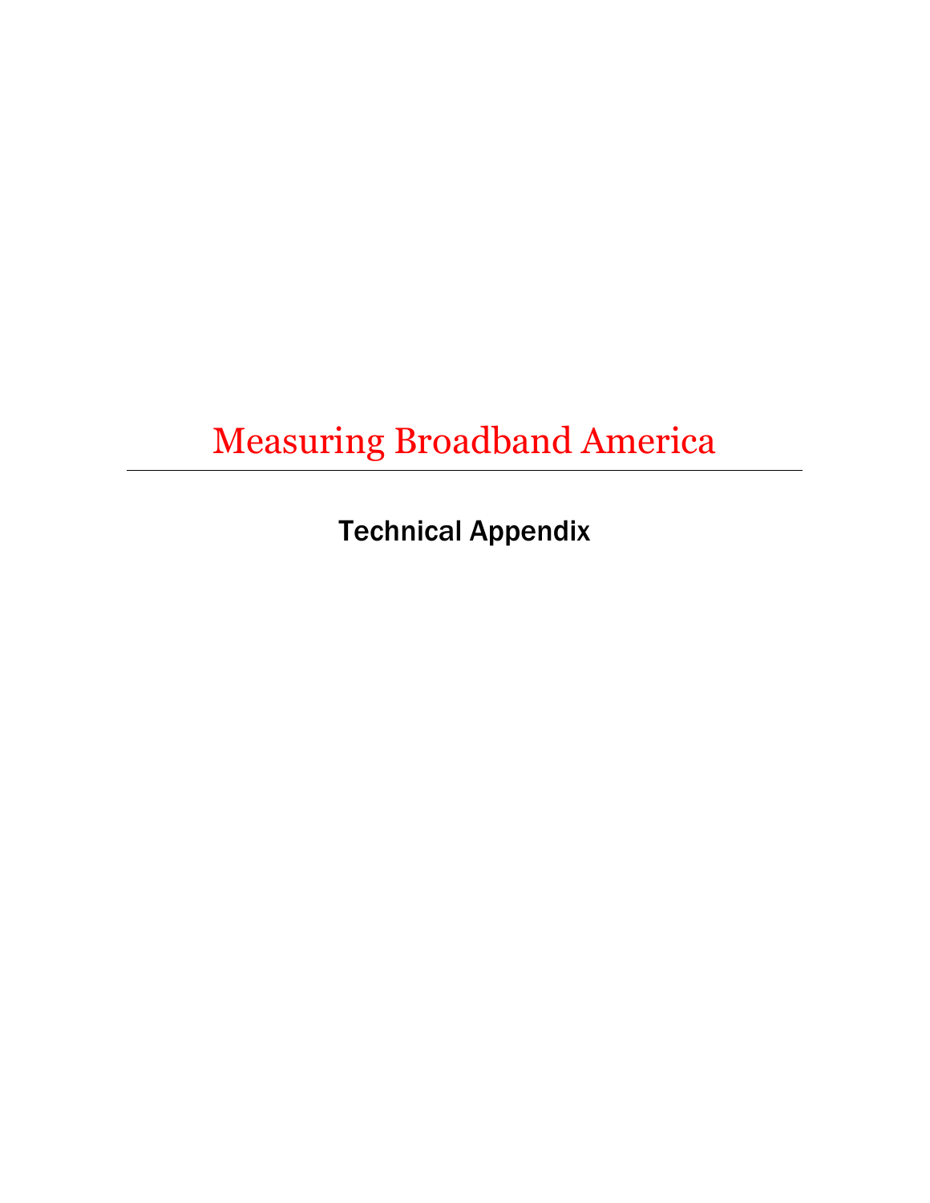# Measuring Broadband America

## Technical Appendix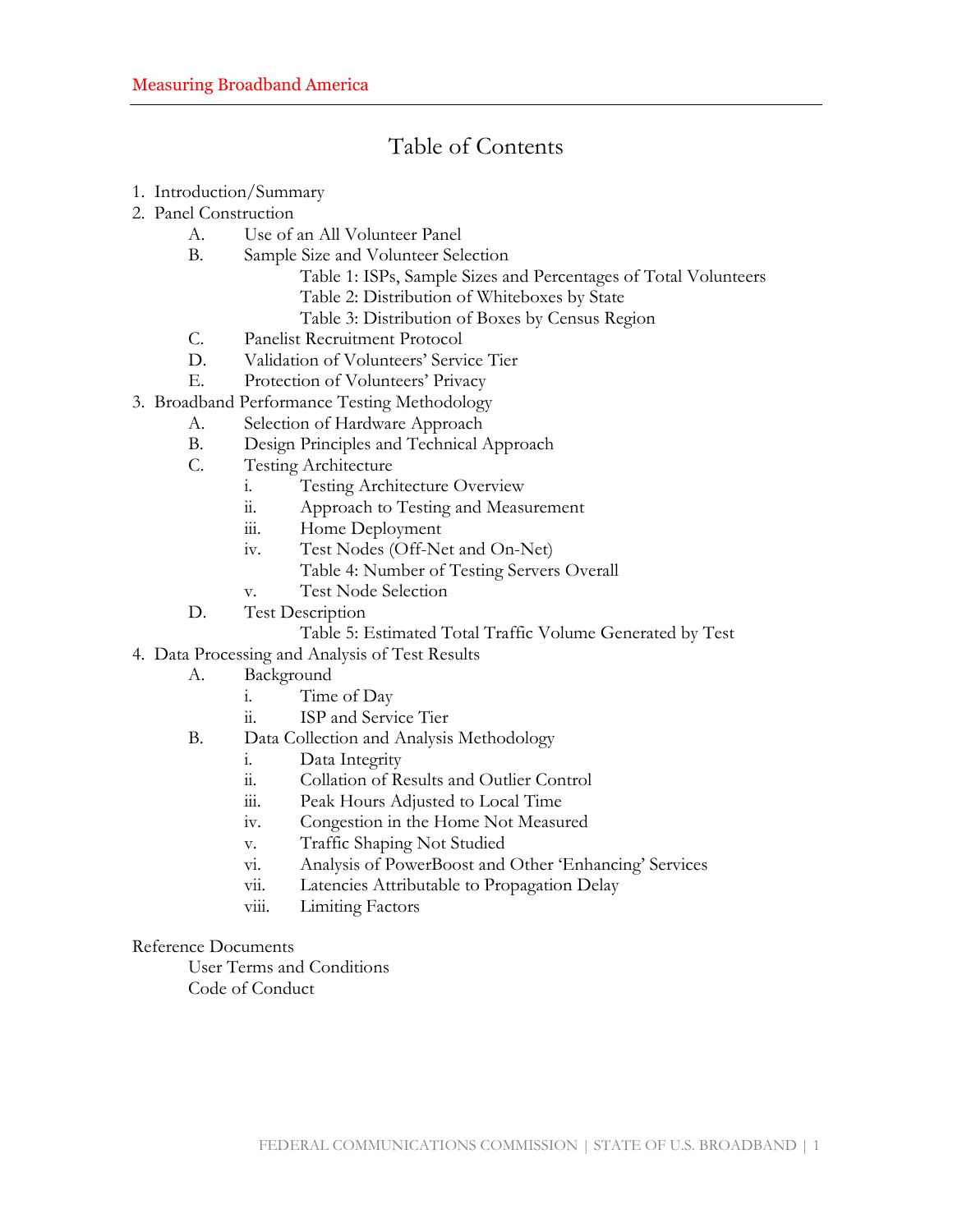# Table of Contents

1. Introduction/Summary
2. Panel Construction
   - A. Use of an All Volunteer Panel
   - B. Sample Size and Volunteer Selection
     - Table 1: ISPs, Sample Sizes and Percentages of Total Volunteers
     - Table 2: Distribution of Whiteboxes by State
     - Table 3: Distribution of Boxes by Census Region
   - C. Panelist Recruitment Protocol
   - D. Validation of Volunteers' Service Tier
   - E. Protection of Volunteers' Privacy
3. Broadband Performance Testing Methodology
   - A. Selection of Hardware Approach
   - B. Design Principles and Technical Approach
   - C. Testing Architecture
     - i. Testing Architecture Overview
     - ii. Approach to Testing and Measurement
     - iii. Home Deployment
     - iv. Test Nodes (Off-Net and On-Net)
       - Table 4: Number of Testing Servers Overall
     - v. Test Node Selection
   - D. Test Description
     - Table 5: Estimated Total Traffic Volume Generated by Test
4. Data Processing and Analysis of Test Results
   - A. Background
     - i. Time of Day
     - ii. ISP and Service Tier
   - B. Data Collection and Analysis Methodology
     - i. Data Integrity
     - ii. Collation of Results and Outlier Control
     - iii. Peak Hours Adjusted to Local Time
     - iv. Congestion in the Home Not Measured
     - v. Traffic Shaping Not Studied
     - vi. Analysis of PowerBoost and Other 'Enhancing' Services
     - vii. Latencies Attributable to Propagation Delay
     - viii. Limiting Factors

Reference Documents
- User Terms and Conditions
- Code of Conduct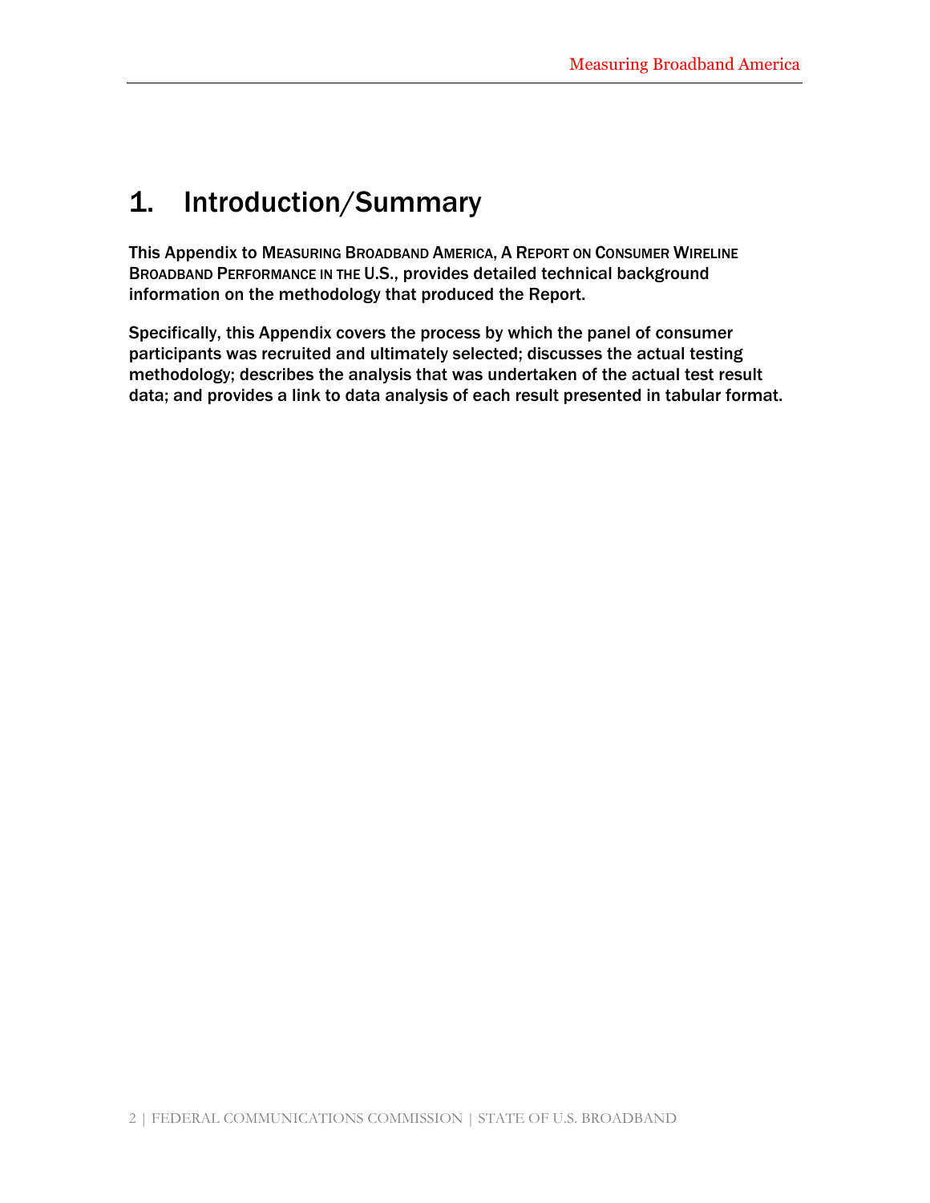# 1. Introduction/Summary

This Appendix to MEASURING BROADBAND AMERICA, A REPORT ON CONSUMER WIRELINE BROADBAND PERFORMANCE IN THE U.S., provides detailed technical background information on the methodology that produced the Report.

Specifically, this Appendix covers the process by which the panel of consumer participants was recruited and ultimately selected; discusses the actual testing methodology; describes the analysis that was undertaken of the actual test result data; and provides a link to data analysis of each result presented in tabular format.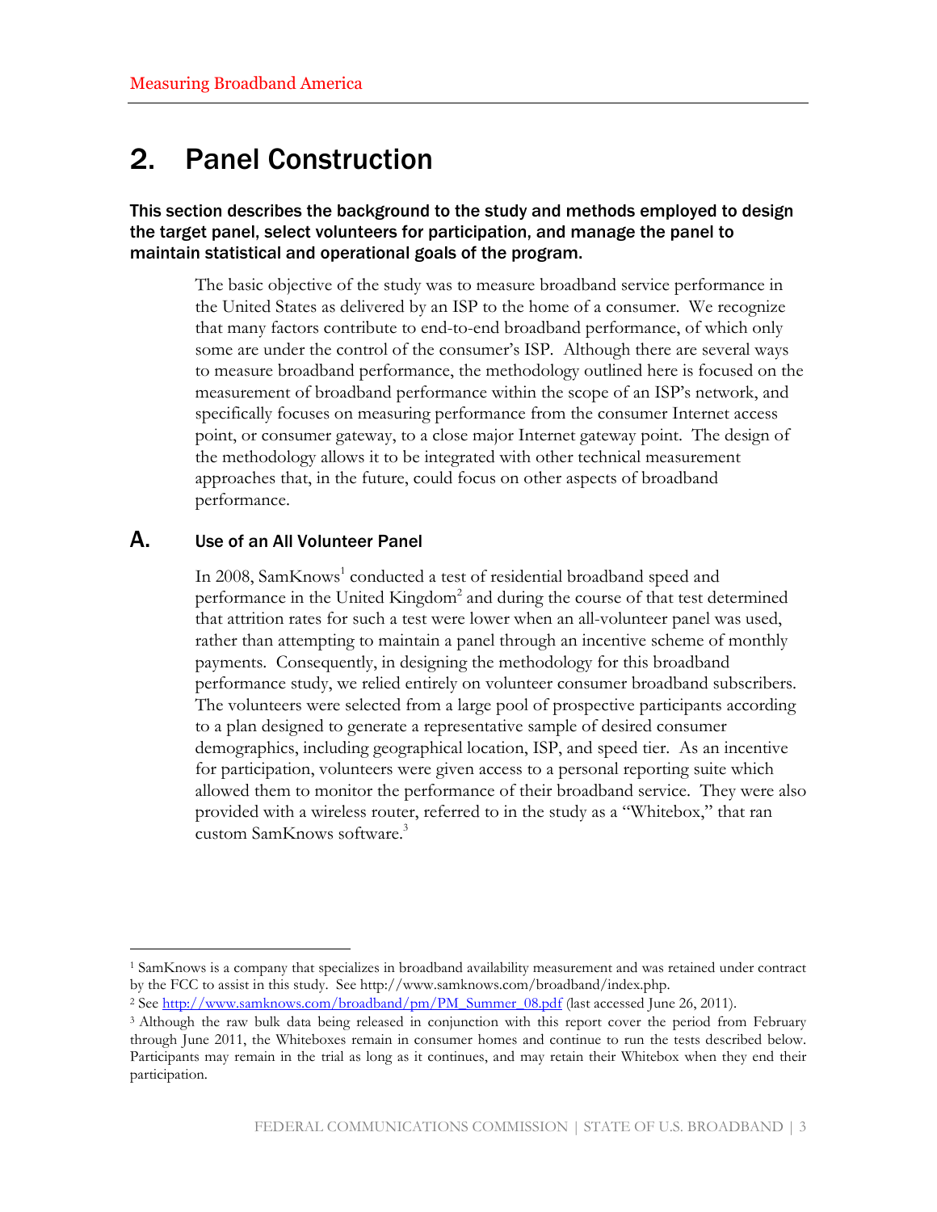# 2. Panel Construction

**This section describes the background to the study and methods employed to design the target panel, select volunteers for participation, and manage the panel to maintain statistical and operational goals of the program.**

The basic objective of the study was to measure broadband service performance in the United States as delivered by an ISP to the home of a consumer. We recognize that many factors contribute to end-to-end broadband performance, of which only some are under the control of the consumer's ISP. Although there are several ways to measure broadband performance, the methodology outlined here is focused on the measurement of broadband performance within the scope of an ISP's network, and specifically focuses on measuring performance from the consumer Internet access point, or consumer gateway, to a close major Internet gateway point. The design of the methodology allows it to be integrated with other technical measurement approaches that, in the future, could focus on other aspects of broadband performance.

## A. Use of an All Volunteer Panel

In 2008, SamKnows[1] conducted a test of residential broadband speed and performance in the United Kingdom[2] and during the course of that test determined that attrition rates for such a test were lower when an all-volunteer panel was used, rather than attempting to maintain a panel through an incentive scheme of monthly payments. Consequently, in designing the methodology for this broadband performance study, we relied entirely on volunteer consumer broadband subscribers. The volunteers were selected from a large pool of prospective participants according to a plan designed to generate a representative sample of desired consumer demographics, including geographical location, ISP, and speed tier. As an incentive for participation, volunteers were given access to a personal reporting suite which allowed them to monitor the performance of their broadband service. They were also provided with a wireless router, referred to in the study as a "Whitebox," that ran custom SamKnows software.[3]

---

[1] SamKnows is a company that specializes in broadband availability measurement and was retained under contract by the FCC to assist in this study. See http://www.samknows.com/broadband/index.php.

[2] See http://www.samknows.com/broadband/pm/PM_Summer_08.pdf (last accessed June 26, 2011).

[3] Although the raw bulk data being released in conjunction with this report cover the period from February through June 2011, the Whiteboxes remain in consumer homes and continue to run the tests described below. Participants may remain in the trial as long as it continues, and may retain their Whitebox when they end their participation.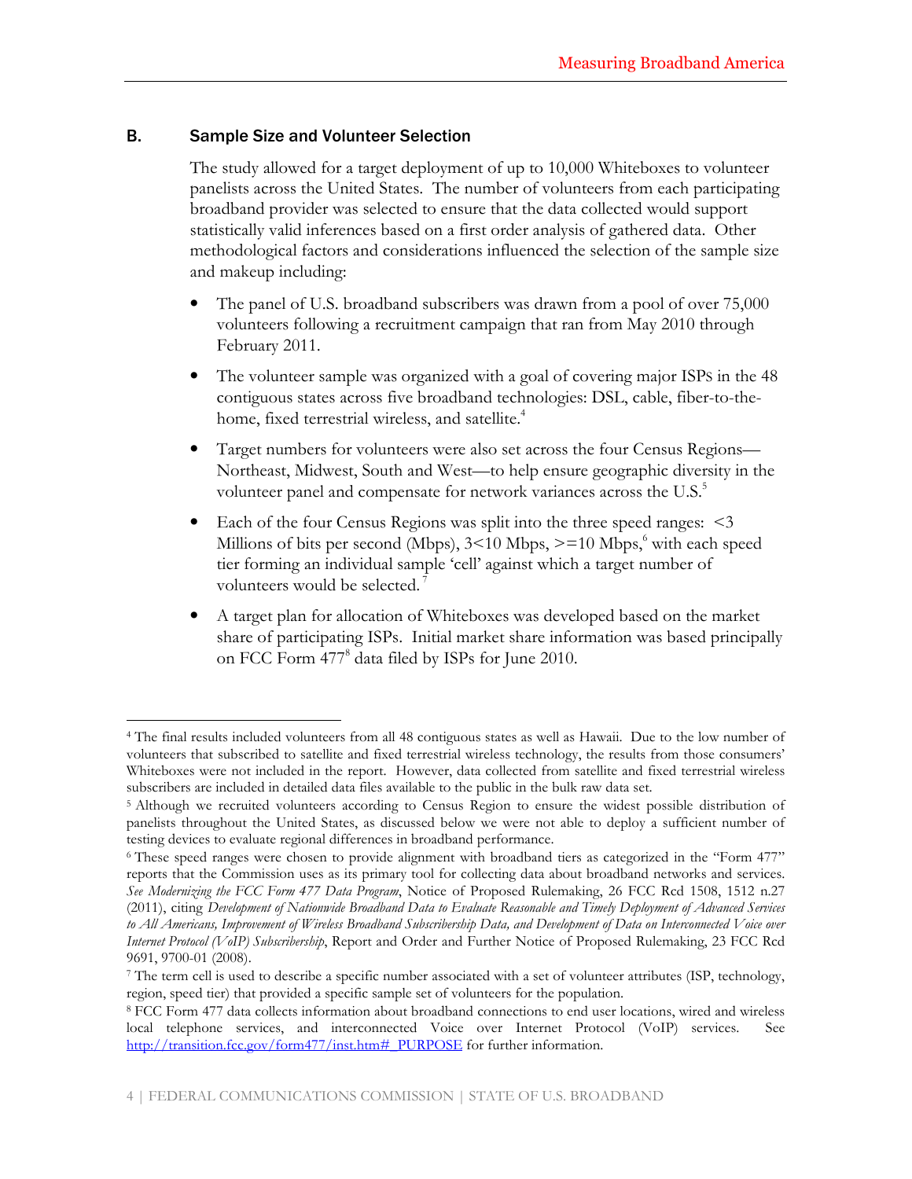### B. Sample Size and Volunteer Selection

The study allowed for a target deployment of up to 10,000 Whiteboxes to volunteer panelists across the United States. The number of volunteers from each participating broadband provider was selected to ensure that the data collected would support statistically valid inferences based on a first order analysis of gathered data. Other methodological factors and considerations influenced the selection of the sample size and makeup including:

- The panel of U.S. broadband subscribers was drawn from a pool of over 75,000 volunteers following a recruitment campaign that ran from May 2010 through February 2011.
- The volunteer sample was organized with a goal of covering major ISPs in the 48 contiguous states across five broadband technologies: DSL, cable, fiber-to-the-home, fixed terrestrial wireless, and satellite.[4]
- Target numbers for volunteers were also set across the four Census Regions—Northeast, Midwest, South and West—to help ensure geographic diversity in the volunteer panel and compensate for network variances across the U.S.[5]
- Each of the four Census Regions was split into the three speed ranges: <3 Millions of bits per second (Mbps), 3<10 Mbps, >=10 Mbps,[6] with each speed tier forming an individual sample 'cell' against which a target number of volunteers would be selected.[7]
- A target plan for allocation of Whiteboxes was developed based on the market share of participating ISPs. Initial market share information was based principally on FCC Form 477[8] data filed by ISPs for June 2010.

---

[4] The final results included volunteers from all 48 contiguous states as well as Hawaii. Due to the low number of volunteers that subscribed to satellite and fixed terrestrial wireless technology, the results from those consumers' Whiteboxes were not included in the report. However, data collected from satellite and fixed terrestrial wireless subscribers are included in detailed data files available to the public in the bulk raw data set.

[5] Although we recruited volunteers according to Census Region to ensure the widest possible distribution of panelists throughout the United States, as discussed below we were not able to deploy a sufficient number of testing devices to evaluate regional differences in broadband performance.

[6] These speed ranges were chosen to provide alignment with broadband tiers as categorized in the "Form 477" reports that the Commission uses as its primary tool for collecting data about broadband networks and services. *See Modernizing the FCC Form 477 Data Program*, Notice of Proposed Rulemaking, 26 FCC Rcd 1508, 1512 n.27 (2011), citing *Development of Nationwide Broadband Data to Evaluate Reasonable and Timely Deployment of Advanced Services to All Americans, Improvement of Wireless Broadband Subscribership Data, and Development of Data on Interconnected Voice over Internet Protocol (VoIP) Subscribership*, Report and Order and Further Notice of Proposed Rulemaking, 23 FCC Rcd 9691, 9700-01 (2008).

[7] The term cell is used to describe a specific number associated with a set of volunteer attributes (ISP, technology, region, speed tier) that provided a specific sample set of volunteers for the population.

[8] FCC Form 477 data collects information about broadband connections to end user locations, wired and wireless local telephone services, and interconnected Voice over Internet Protocol (VoIP) services. See http://transition.fcc.gov/form477/inst.htm#_PURPOSE for further information.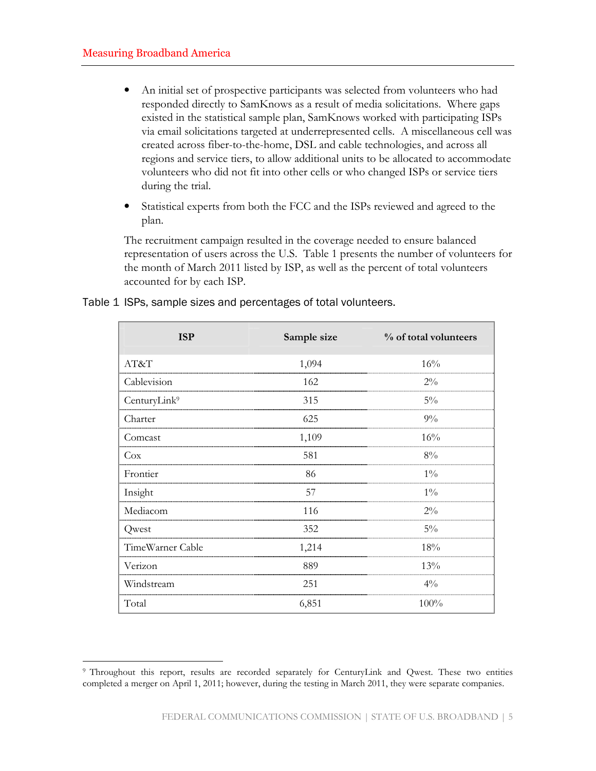- An initial set of prospective participants was selected from volunteers who had responded directly to SamKnows as a result of media solicitations. Where gaps existed in the statistical sample plan, SamKnows worked with participating ISPs via email solicitations targeted at underrepresented cells. A miscellaneous cell was created across fiber-to-the-home, DSL and cable technologies, and across all regions and service tiers, to allow additional units to be allocated to accommodate volunteers who did not fit into other cells or who changed ISPs or service tiers during the trial.
- Statistical experts from both the FCC and the ISPs reviewed and agreed to the plan.

The recruitment campaign resulted in the coverage needed to ensure balanced representation of users across the U.S. Table 1 presents the number of volunteers for the month of March 2011 listed by ISP, as well as the percent of total volunteers accounted for by each ISP.

Table 1 ISPs, sample sizes and percentages of total volunteers.

| ISP | Sample size | % of total volunteers |
|---|---|---|
| AT&T | 1,094 | 16% |
| Cablevision | 162 | 2% |
| CenturyLink[9] | 315 | 5% |
| Charter | 625 | 9% |
| Comcast | 1,109 | 16% |
| Cox | 581 | 8% |
| Frontier | 86 | 1% |
| Insight | 57 | 1% |
| Mediacom | 116 | 2% |
| Qwest | 352 | 5% |
| TimeWarner Cable | 1,214 | 18% |
| Verizon | 889 | 13% |
| Windstream | 251 | 4% |
| Total | 6,851 | 100% |

[9] Throughout this report, results are recorded separately for CenturyLink and Qwest. These two entities completed a merger on April 1, 2011; however, during the testing in March 2011, they were separate companies.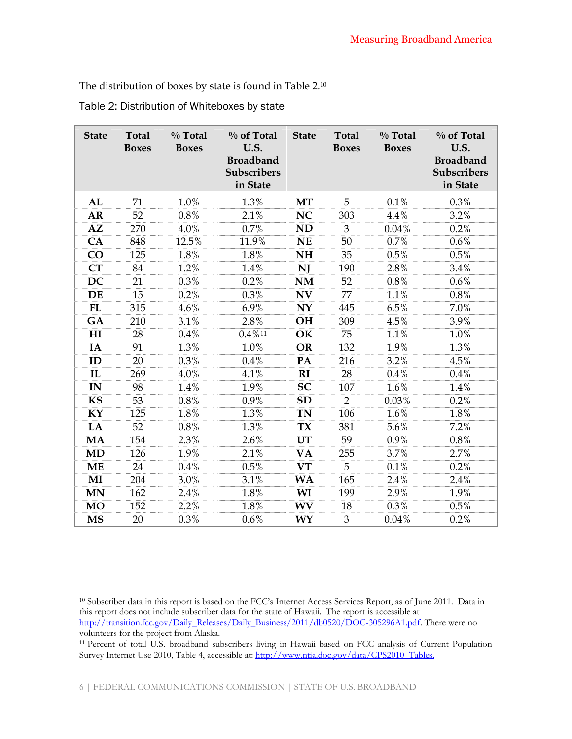The distribution of boxes by state is found in Table 2.[10]

Table 2: Distribution of Whiteboxes by state

| State | Total Boxes | % Total Boxes | % of Total U.S. Broadband Subscribers in State | State | Total Boxes | % Total Boxes | % of Total U.S. Broadband Subscribers in State |
|---|---|---|---|---|---|---|---|
| **AL** | 71 | 1.0% | 1.3% | **MT** | 5 | 0.1% | 0.3% |
| **AR** | 52 | 0.8% | 2.1% | **NC** | 303 | 4.4% | 3.2% |
| **AZ** | 270 | 4.0% | 0.7% | **ND** | 3 | 0.04% | 0.2% |
| **CA** | 848 | 12.5% | 11.9% | **NE** | 50 | 0.7% | 0.6% |
| **CO** | 125 | 1.8% | 1.8% | **NH** | 35 | 0.5% | 0.5% |
| **CT** | 84 | 1.2% | 1.4% | **NJ** | 190 | 2.8% | 3.4% |
| **DC** | 21 | 0.3% | 0.2% | **NM** | 52 | 0.8% | 0.6% |
| **DE** | 15 | 0.2% | 0.3% | **NV** | 77 | 1.1% | 0.8% |
| **FL** | 315 | 4.6% | 6.9% | **NY** | 445 | 6.5% | 7.0% |
| **GA** | 210 | 3.1% | 2.8% | **OH** | 309 | 4.5% | 3.9% |
| **HI** | 28 | 0.4% | 0.4%[11] | **OK** | 75 | 1.1% | 1.0% |
| **IA** | 91 | 1.3% | 1.0% | **OR** | 132 | 1.9% | 1.3% |
| **ID** | 20 | 0.3% | 0.4% | **PA** | 216 | 3.2% | 4.5% |
| **IL** | 269 | 4.0% | 4.1% | **RI** | 28 | 0.4% | 0.4% |
| **IN** | 98 | 1.4% | 1.9% | **SC** | 107 | 1.6% | 1.4% |
| **KS** | 53 | 0.8% | 0.9% | **SD** | 2 | 0.03% | 0.2% |
| **KY** | 125 | 1.8% | 1.3% | **TN** | 106 | 1.6% | 1.8% |
| **LA** | 52 | 0.8% | 1.3% | **TX** | 381 | 5.6% | 7.2% |
| **MA** | 154 | 2.3% | 2.6% | **UT** | 59 | 0.9% | 0.8% |
| **MD** | 126 | 1.9% | 2.1% | **VA** | 255 | 3.7% | 2.7% |
| **ME** | 24 | 0.4% | 0.5% | **VT** | 5 | 0.1% | 0.2% |
| **MI** | 204 | 3.0% | 3.1% | **WA** | 165 | 2.4% | 2.4% |
| **MN** | 162 | 2.4% | 1.8% | **WI** | 199 | 2.9% | 1.9% |
| **MO** | 152 | 2.2% | 1.8% | **WV** | 18 | 0.3% | 0.5% |
| **MS** | 20 | 0.3% | 0.6% | **WY** | 3 | 0.04% | 0.2% |

[10] Subscriber data in this report is based on the FCC's Internet Access Services Report, as of June 2011. Data in this report does not include subscriber data for the state of Hawaii. The report is accessible at http://transition.fcc.gov/Daily_Releases/Daily_Business/2011/db0520/DOC-305296A1.pdf. There were no volunteers for the project from Alaska.

[11] Percent of total U.S. broadband subscribers living in Hawaii based on FCC analysis of Current Population Survey Internet Use 2010, Table 4, accessible at: http://www.ntia.doc.gov/data/CPS2010_Tables.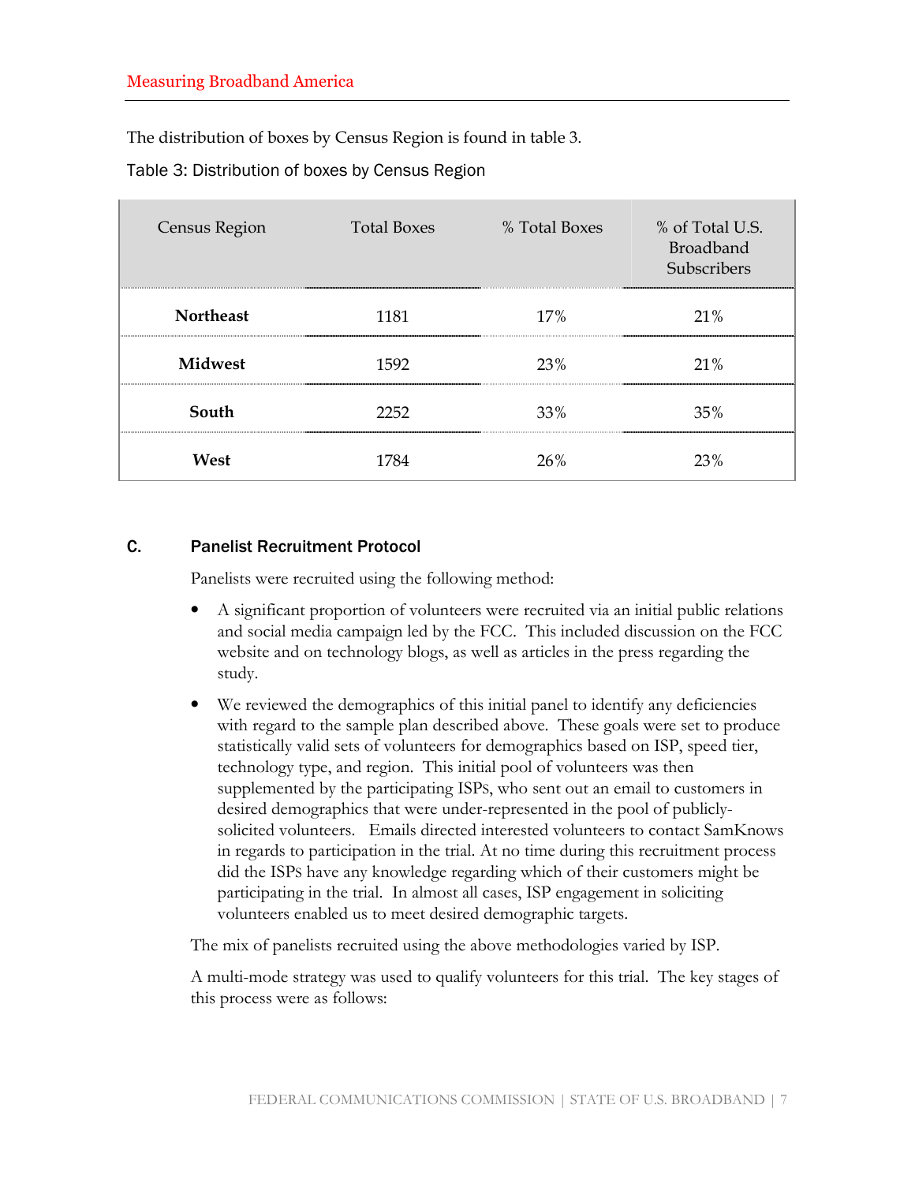The distribution of boxes by Census Region is found in table 3.

Table 3: Distribution of boxes by Census Region

| Census Region | Total Boxes | % Total Boxes | % of Total U.S. Broadband Subscribers |
|---|---|---|---|
| **Northeast** | 1181 | 17% | 21% |
| **Midwest** | 1592 | 23% | 21% |
| **South** | 2252 | 33% | 35% |
| **West** | 1784 | 26% | 23% |

### C. Panelist Recruitment Protocol

Panelists were recruited using the following method:

- A significant proportion of volunteers were recruited via an initial public relations and social media campaign led by the FCC. This included discussion on the FCC website and on technology blogs, as well as articles in the press regarding the study.
- We reviewed the demographics of this initial panel to identify any deficiencies with regard to the sample plan described above. These goals were set to produce statistically valid sets of volunteers for demographics based on ISP, speed tier, technology type, and region. This initial pool of volunteers was then supplemented by the participating ISPs, who sent out an email to customers in desired demographics that were under-represented in the pool of publicly-solicited volunteers. Emails directed interested volunteers to contact SamKnows in regards to participation in the trial. At no time during this recruitment process did the ISPs have any knowledge regarding which of their customers might be participating in the trial. In almost all cases, ISP engagement in soliciting volunteers enabled us to meet desired demographic targets.

The mix of panelists recruited using the above methodologies varied by ISP.

A multi-mode strategy was used to qualify volunteers for this trial. The key stages of this process were as follows: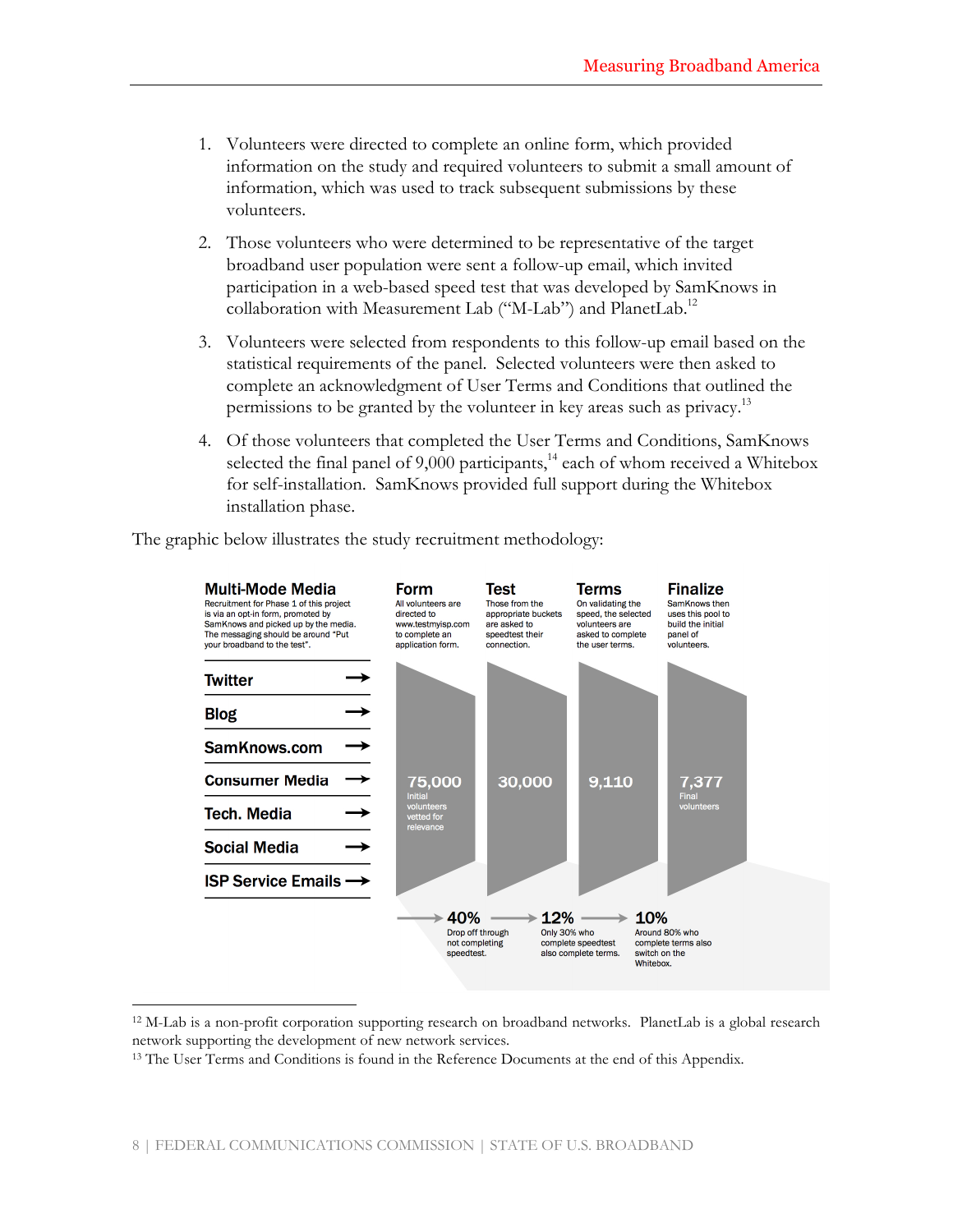1. Volunteers were directed to complete an online form, which provided information on the study and required volunteers to submit a small amount of information, which was used to track subsequent submissions by these volunteers.

2. Those volunteers who were determined to be representative of the target broadband user population were sent a follow-up email, which invited participation in a web-based speed test that was developed by SamKnows in collaboration with Measurement Lab ("M-Lab") and PlanetLab.[12]

3. Volunteers were selected from respondents to this follow-up email based on the statistical requirements of the panel. Selected volunteers were then asked to complete an acknowledgment of User Terms and Conditions that outlined the permissions to be granted by the volunteer in key areas such as privacy.[13]

4. Of those volunteers that completed the User Terms and Conditions, SamKnows selected the final panel of 9,000 participants,[14] each of whom received a Whitebox for self-installation. SamKnows provided full support during the Whitebox installation phase.

The graphic below illustrates the study recruitment methodology:

**Multi-Mode Media**
Recruitment for Phase 1 of this project is via an opt-in form, promoted by SamKnows and picked up by the media. The messaging should be around "Put your broadband to the test".

- Twitter →
- Blog →
- SamKnows.com →
- Consumer Media →
- Tech. Media →
- Social Media →
- ISP Service Emails →

**Form**
All volunteers are directed to www.testmyisp.com to complete an application form.

**75,000** Initial volunteers vetted for relevance

**Test**
Those from the appropriate buckets are asked to speedtest their connection.

**30,000**

**Terms**
On validating the speed, the selected volunteers are asked to complete the user terms.

**9,110**

**Finalize**
SamKnows then uses this pool to build the initial panel of volunteers.

**7,377** Final volunteers

→ **40%** Drop off through not completing speedtest.

→ **12%** Only 30% who complete speedtest also complete terms.

→ **10%** Around 80% who complete terms also switch on the Whitebox.

---

[12] M-Lab is a non-profit corporation supporting research on broadband networks. PlanetLab is a global research network supporting the development of new network services.

[13] The User Terms and Conditions is found in the Reference Documents at the end of this Appendix.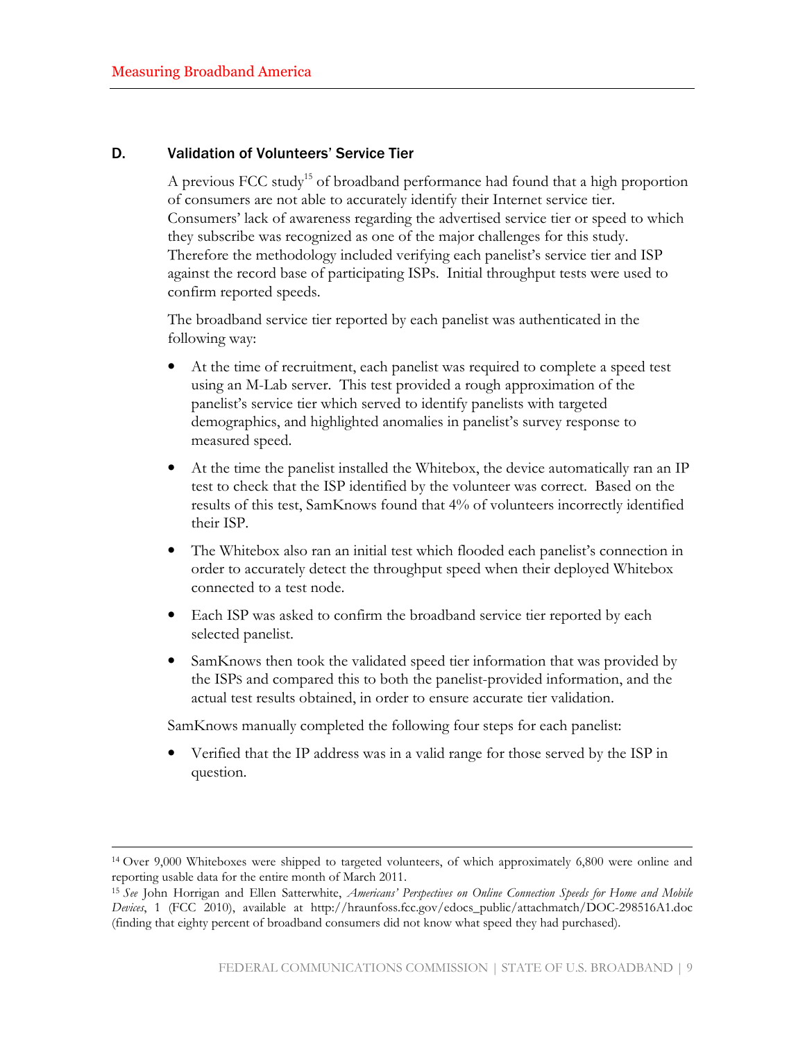## D. Validation of Volunteers' Service Tier

A previous FCC study[15] of broadband performance had found that a high proportion of consumers are not able to accurately identify their Internet service tier. Consumers' lack of awareness regarding the advertised service tier or speed to which they subscribe was recognized as one of the major challenges for this study. Therefore the methodology included verifying each panelist's service tier and ISP against the record base of participating ISPs. Initial throughput tests were used to confirm reported speeds.

The broadband service tier reported by each panelist was authenticated in the following way:

- At the time of recruitment, each panelist was required to complete a speed test using an M-Lab server. This test provided a rough approximation of the panelist's service tier which served to identify panelists with targeted demographics, and highlighted anomalies in panelist's survey response to measured speed.
- At the time the panelist installed the Whitebox, the device automatically ran an IP test to check that the ISP identified by the volunteer was correct. Based on the results of this test, SamKnows found that 4% of volunteers incorrectly identified their ISP.
- The Whitebox also ran an initial test which flooded each panelist's connection in order to accurately detect the throughput speed when their deployed Whitebox connected to a test node.
- Each ISP was asked to confirm the broadband service tier reported by each selected panelist.
- SamKnows then took the validated speed tier information that was provided by the ISPS and compared this to both the panelist-provided information, and the actual test results obtained, in order to ensure accurate tier validation.

SamKnows manually completed the following four steps for each panelist:

- Verified that the IP address was in a valid range for those served by the ISP in question.

---

[14] Over 9,000 Whiteboxes were shipped to targeted volunteers, of which approximately 6,800 were online and reporting usable data for the entire month of March 2011.

[15] *See* John Horrigan and Ellen Satterwhite, *Americans' Perspectives on Online Connection Speeds for Home and Mobile Devices*, 1 (FCC 2010), available at http://hraunfoss.fcc.gov/edocs_public/attachmatch/DOC-298516A1.doc (finding that eighty percent of broadband consumers did not know what speed they had purchased).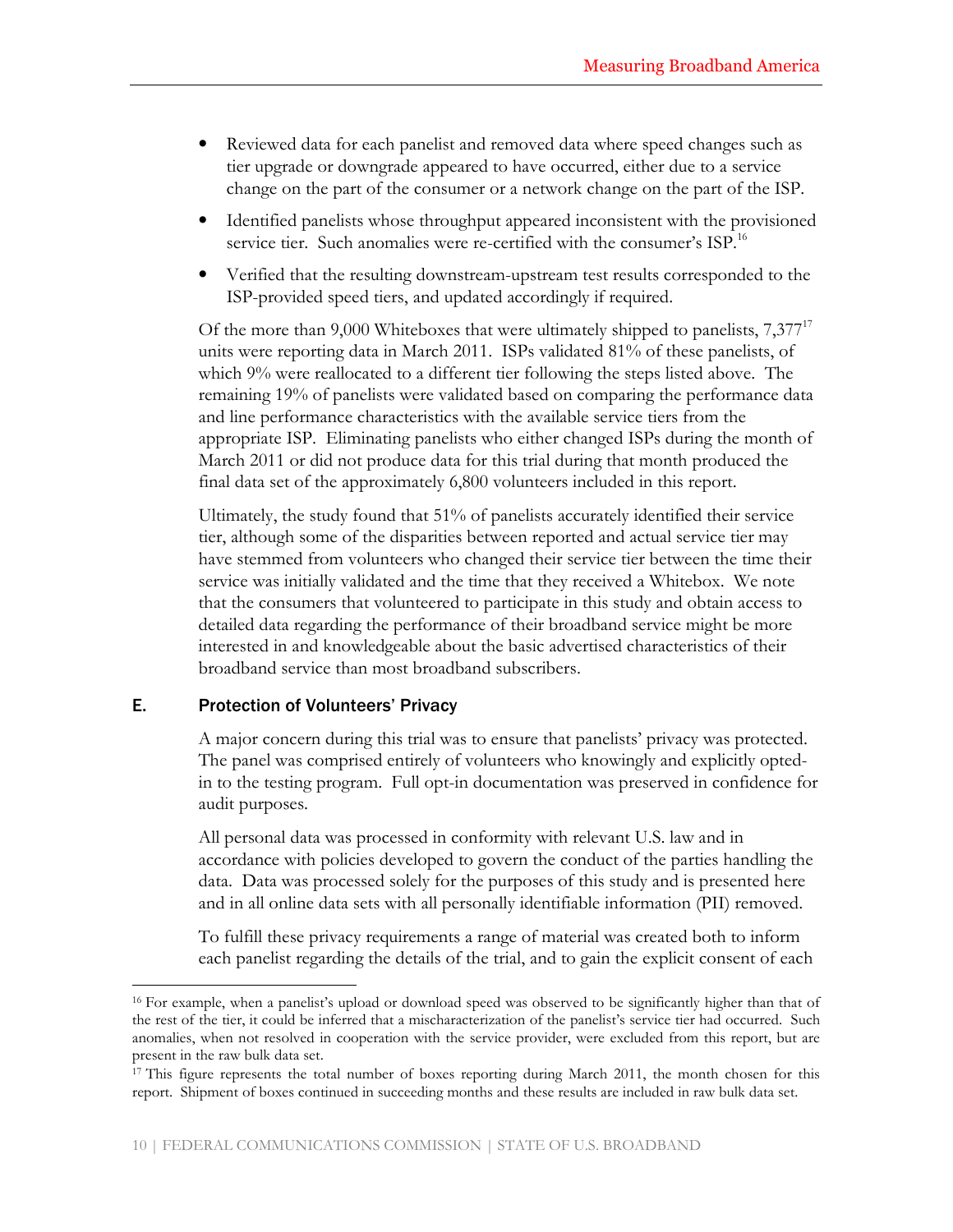- Reviewed data for each panelist and removed data where speed changes such as tier upgrade or downgrade appeared to have occurred, either due to a service change on the part of the consumer or a network change on the part of the ISP.
- Identified panelists whose throughput appeared inconsistent with the provisioned service tier. Such anomalies were re-certified with the consumer's ISP.[16]
- Verified that the resulting downstream-upstream test results corresponded to the ISP-provided speed tiers, and updated accordingly if required.

Of the more than 9,000 Whiteboxes that were ultimately shipped to panelists, 7,377[17] units were reporting data in March 2011. ISPs validated 81% of these panelists, of which 9% were reallocated to a different tier following the steps listed above. The remaining 19% of panelists were validated based on comparing the performance data and line performance characteristics with the available service tiers from the appropriate ISP. Eliminating panelists who either changed ISPs during the month of March 2011 or did not produce data for this trial during that month produced the final data set of the approximately 6,800 volunteers included in this report.

Ultimately, the study found that 51% of panelists accurately identified their service tier, although some of the disparities between reported and actual service tier may have stemmed from volunteers who changed their service tier between the time their service was initially validated and the time that they received a Whitebox. We note that the consumers that volunteered to participate in this study and obtain access to detailed data regarding the performance of their broadband service might be more interested in and knowledgeable about the basic advertised characteristics of their broadband service than most broadband subscribers.

## E. Protection of Volunteers' Privacy

A major concern during this trial was to ensure that panelists' privacy was protected. The panel was comprised entirely of volunteers who knowingly and explicitly opted-in to the testing program. Full opt-in documentation was preserved in confidence for audit purposes.

All personal data was processed in conformity with relevant U.S. law and in accordance with policies developed to govern the conduct of the parties handling the data. Data was processed solely for the purposes of this study and is presented here and in all online data sets with all personally identifiable information (PII) removed.

To fulfill these privacy requirements a range of material was created both to inform each panelist regarding the details of the trial, and to gain the explicit consent of each

---

[16] For example, when a panelist's upload or download speed was observed to be significantly higher than that of the rest of the tier, it could be inferred that a mischaracterization of the panelist's service tier had occurred. Such anomalies, when not resolved in cooperation with the service provider, were excluded from this report, but are present in the raw bulk data set.

[17] This figure represents the total number of boxes reporting during March 2011, the month chosen for this report. Shipment of boxes continued in succeeding months and these results are included in raw bulk data set.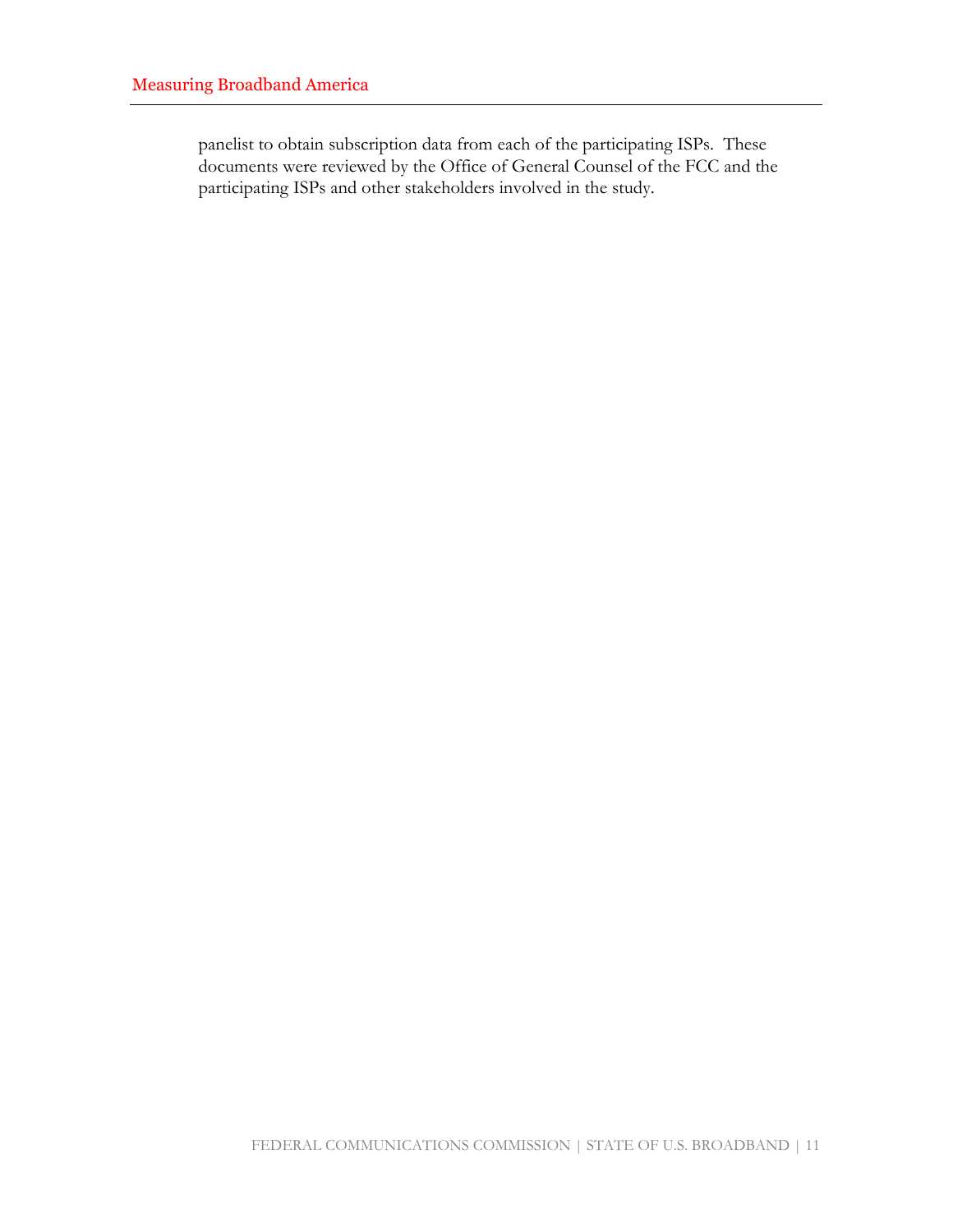panelist to obtain subscription data from each of the participating ISPs. These documents were reviewed by the Office of General Counsel of the FCC and the participating ISPs and other stakeholders involved in the study.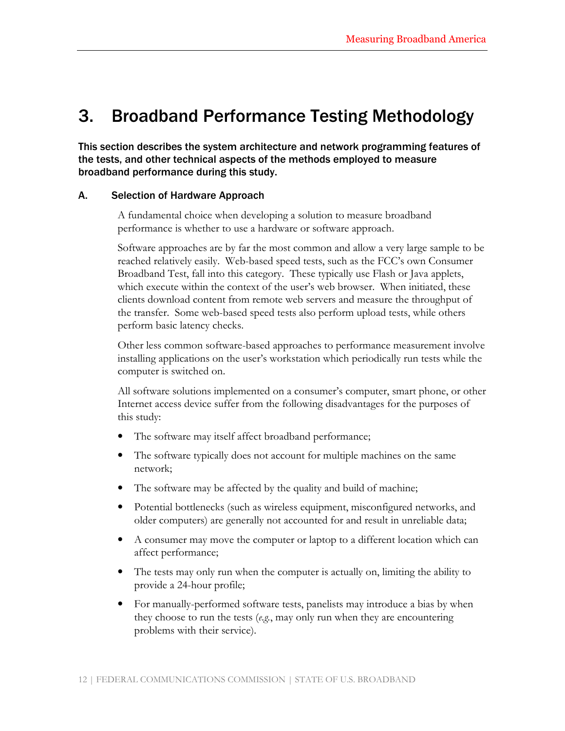# 3. Broadband Performance Testing Methodology

**This section describes the system architecture and network programming features of the tests, and other technical aspects of the methods employed to measure broadband performance during this study.**

## A. Selection of Hardware Approach

A fundamental choice when developing a solution to measure broadband performance is whether to use a hardware or software approach.

Software approaches are by far the most common and allow a very large sample to be reached relatively easily. Web-based speed tests, such as the FCC's own Consumer Broadband Test, fall into this category. These typically use Flash or Java applets, which execute within the context of the user's web browser. When initiated, these clients download content from remote web servers and measure the throughput of the transfer. Some web-based speed tests also perform upload tests, while others perform basic latency checks.

Other less common software-based approaches to performance measurement involve installing applications on the user's workstation which periodically run tests while the computer is switched on.

All software solutions implemented on a consumer's computer, smart phone, or other Internet access device suffer from the following disadvantages for the purposes of this study:

- The software may itself affect broadband performance;
- The software typically does not account for multiple machines on the same network;
- The software may be affected by the quality and build of machine;
- Potential bottlenecks (such as wireless equipment, misconfigured networks, and older computers) are generally not accounted for and result in unreliable data;
- A consumer may move the computer or laptop to a different location which can affect performance;
- The tests may only run when the computer is actually on, limiting the ability to provide a 24-hour profile;
- For manually-performed software tests, panelists may introduce a bias by when they choose to run the tests (*e.g.*, may only run when they are encountering problems with their service).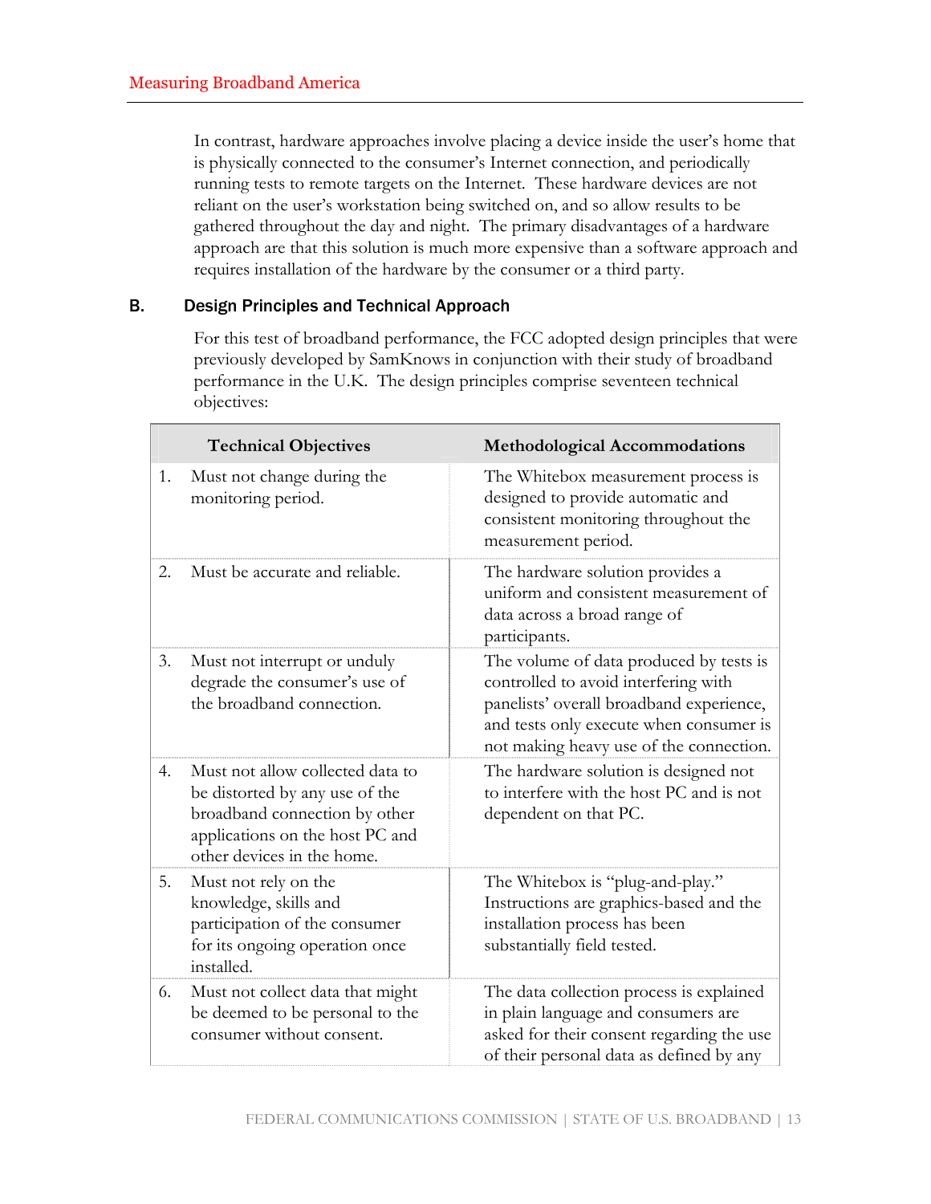In contrast, hardware approaches involve placing a device inside the user's home that is physically connected to the consumer's Internet connection, and periodically running tests to remote targets on the Internet. These hardware devices are not reliant on the user's workstation being switched on, and so allow results to be gathered throughout the day and night. The primary disadvantages of a hardware approach are that this solution is much more expensive than a software approach and requires installation of the hardware by the consumer or a third party.

## B. Design Principles and Technical Approach

For this test of broadband performance, the FCC adopted design principles that were previously developed by SamKnows in conjunction with their study of broadband performance in the U.K. The design principles comprise seventeen technical objectives:

| Technical Objectives | Methodological Accommodations |
|---|---|
| 1. Must not change during the monitoring period. | The Whitebox measurement process is designed to provide automatic and consistent monitoring throughout the measurement period. |
| 2. Must be accurate and reliable. | The hardware solution provides a uniform and consistent measurement of data across a broad range of participants. |
| 3. Must not interrupt or unduly degrade the consumer's use of the broadband connection. | The volume of data produced by tests is controlled to avoid interfering with panelists' overall broadband experience, and tests only execute when consumer is not making heavy use of the connection. |
| 4. Must not allow collected data to be distorted by any use of the broadband connection by other applications on the host PC and other devices in the home. | The hardware solution is designed not to interfere with the host PC and is not dependent on that PC. |
| 5. Must not rely on the knowledge, skills and participation of the consumer for its ongoing operation once installed. | The Whitebox is "plug-and-play." Instructions are graphics-based and the installation process has been substantially field tested. |
| 6. Must not collect data that might be deemed to be personal to the consumer without consent. | The data collection process is explained in plain language and consumers are asked for their consent regarding the use of their personal data as defined by any |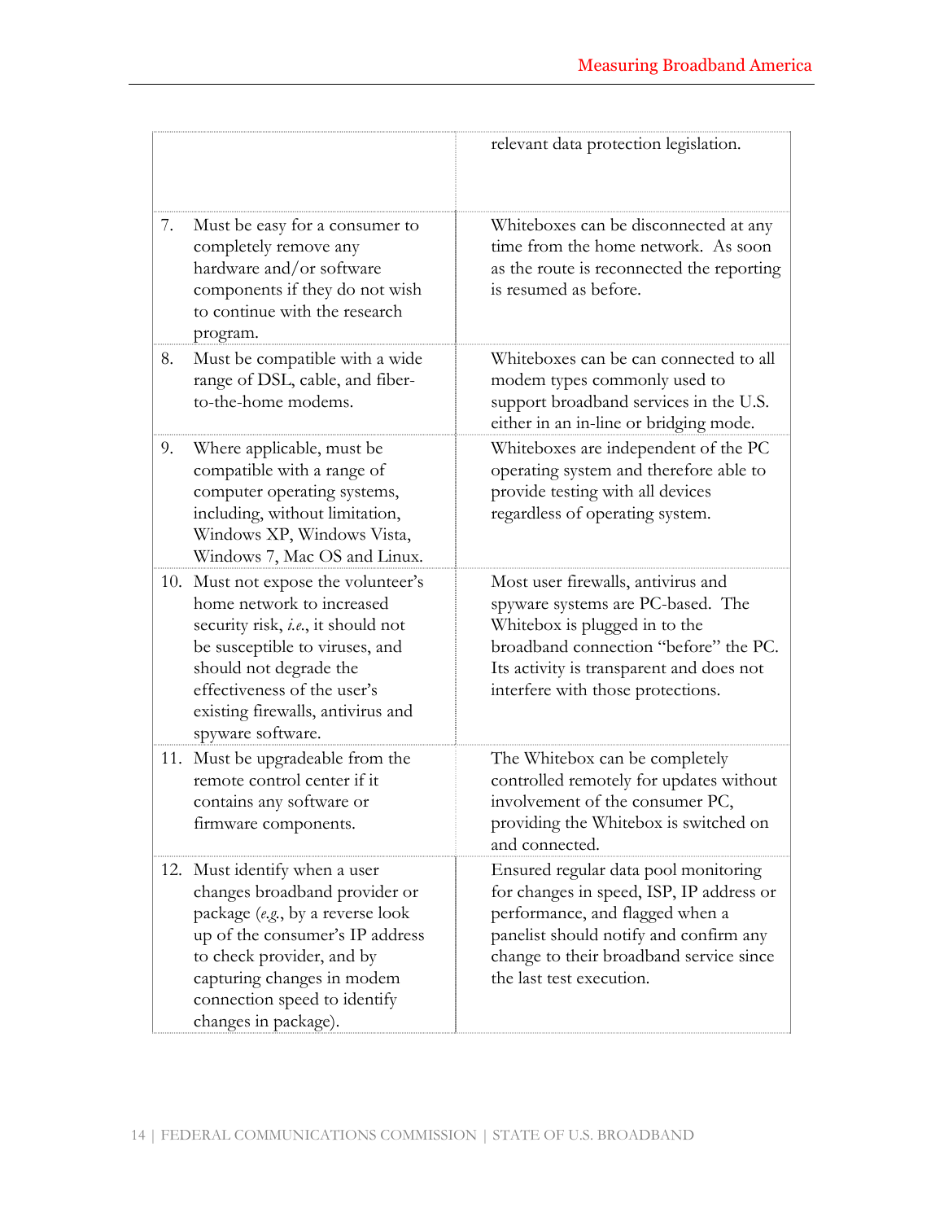| | |
|---|---|
| | relevant data protection legislation. |
| 7. Must be easy for a consumer to completely remove any hardware and/or software components if they do not wish to continue with the research program. | Whiteboxes can be disconnected at any time from the home network. As soon as the route is reconnected the reporting is resumed as before. |
| 8. Must be compatible with a wide range of DSL, cable, and fiber-to-the-home modems. | Whiteboxes can be can connected to all modem types commonly used to support broadband services in the U.S. either in an in-line or bridging mode. |
| 9. Where applicable, must be compatible with a range of computer operating systems, including, without limitation, Windows XP, Windows Vista, Windows 7, Mac OS and Linux. | Whiteboxes are independent of the PC operating system and therefore able to provide testing with all devices regardless of operating system. |
| 10. Must not expose the volunteer's home network to increased security risk, *i.e.*, it should not be susceptible to viruses, and should not degrade the effectiveness of the user's existing firewalls, antivirus and spyware software. | Most user firewalls, antivirus and spyware systems are PC-based. The Whitebox is plugged in to the broadband connection "before" the PC. Its activity is transparent and does not interfere with those protections. |
| 11. Must be upgradeable from the remote control center if it contains any software or firmware components. | The Whitebox can be completely controlled remotely for updates without involvement of the consumer PC, providing the Whitebox is switched on and connected. |
| 12. Must identify when a user changes broadband provider or package (*e.g.*, by a reverse look up of the consumer's IP address to check provider, and by capturing changes in modem connection speed to identify changes in package). | Ensured regular data pool monitoring for changes in speed, ISP, IP address or performance, and flagged when a panelist should notify and confirm any change to their broadband service since the last test execution. |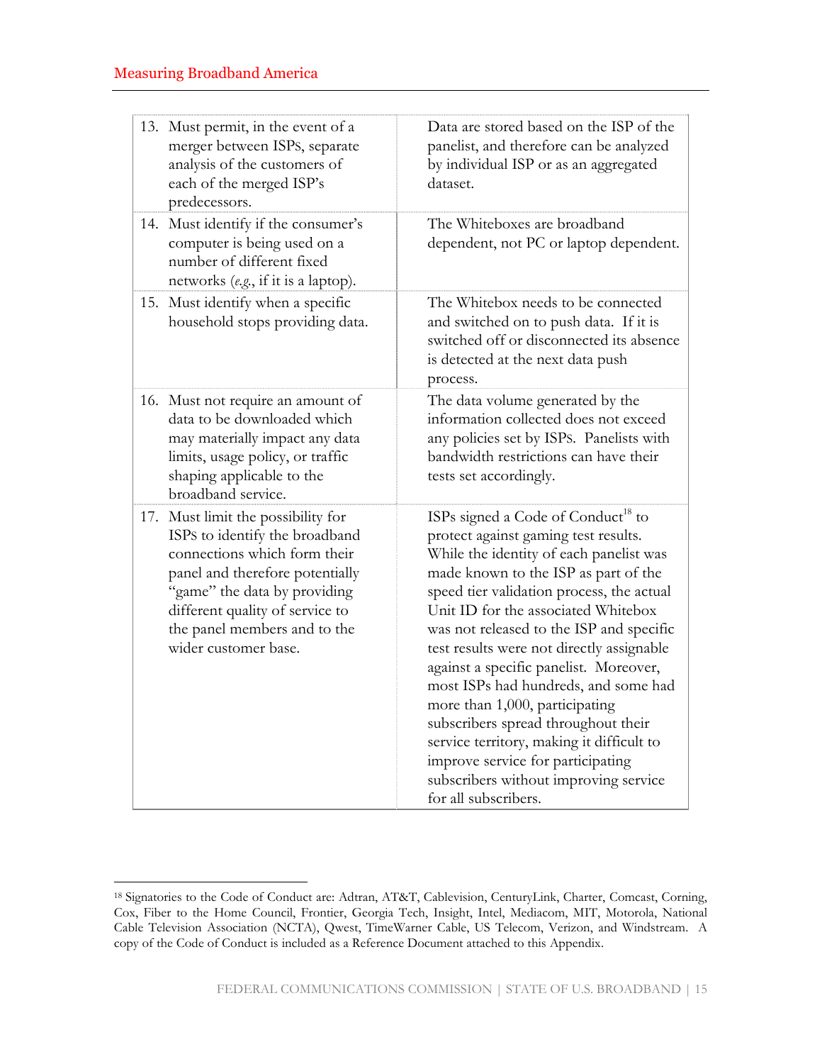| | |
|---|---|
| 13. Must permit, in the event of a merger between ISPs, separate analysis of the customers of each of the merged ISP's predecessors. | Data are stored based on the ISP of the panelist, and therefore can be analyzed by individual ISP or as an aggregated dataset. |
| 14. Must identify if the consumer's computer is being used on a number of different fixed networks (*e.g.*, if it is a laptop). | The Whiteboxes are broadband dependent, not PC or laptop dependent. |
| 15. Must identify when a specific household stops providing data. | The Whitebox needs to be connected and switched on to push data. If it is switched off or disconnected its absence is detected at the next data push process. |
| 16. Must not require an amount of data to be downloaded which may materially impact any data limits, usage policy, or traffic shaping applicable to the broadband service. | The data volume generated by the information collected does not exceed any policies set by ISPs. Panelists with bandwidth restrictions can have their tests set accordingly. |
| 17. Must limit the possibility for ISPs to identify the broadband connections which form their panel and therefore potentially "game" the data by providing different quality of service to the panel members and to the wider customer base. | ISPs signed a Code of Conduct[18] to protect against gaming test results. While the identity of each panelist was made known to the ISP as part of the speed tier validation process, the actual Unit ID for the associated Whitebox was not released to the ISP and specific test results were not directly assignable against a specific panelist. Moreover, most ISPs had hundreds, and some had more than 1,000, participating subscribers spread throughout their service territory, making it difficult to improve service for participating subscribers without improving service for all subscribers. |

[18] Signatories to the Code of Conduct are: Adtran, AT&T, Cablevision, CenturyLink, Charter, Comcast, Corning, Cox, Fiber to the Home Council, Frontier, Georgia Tech, Insight, Intel, Mediacom, MIT, Motorola, National Cable Television Association (NCTA), Qwest, TimeWarner Cable, US Telecom, Verizon, and Windstream. A copy of the Code of Conduct is included as a Reference Document attached to this Appendix.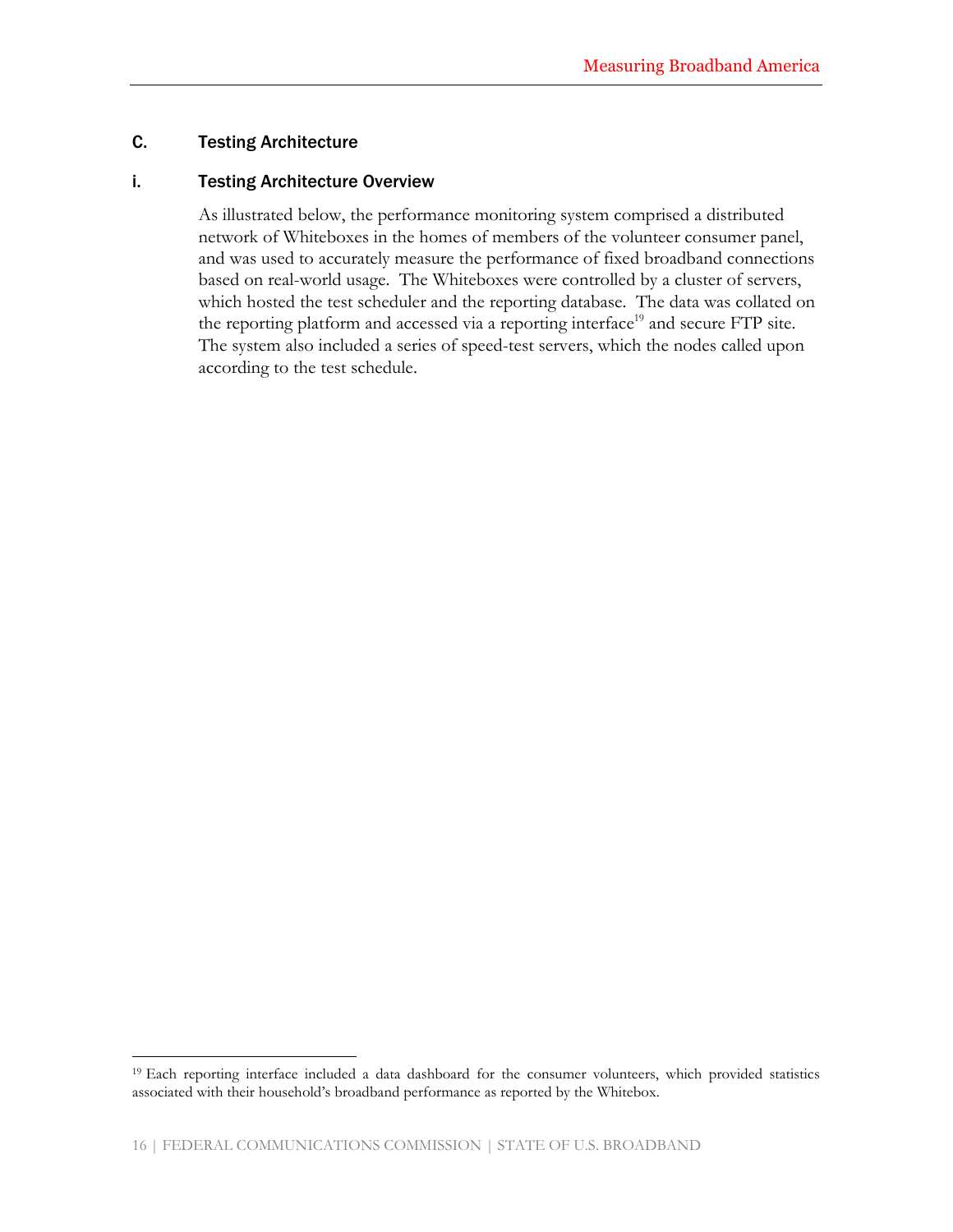## C. Testing Architecture

### i. Testing Architecture Overview

As illustrated below, the performance monitoring system comprised a distributed network of Whiteboxes in the homes of members of the volunteer consumer panel, and was used to accurately measure the performance of fixed broadband connections based on real-world usage. The Whiteboxes were controlled by a cluster of servers, which hosted the test scheduler and the reporting database. The data was collated on the reporting platform and accessed via a reporting interface[19] and secure FTP site. The system also included a series of speed-test servers, which the nodes called upon according to the test schedule.

[19] Each reporting interface included a data dashboard for the consumer volunteers, which provided statistics associated with their household's broadband performance as reported by the Whitebox.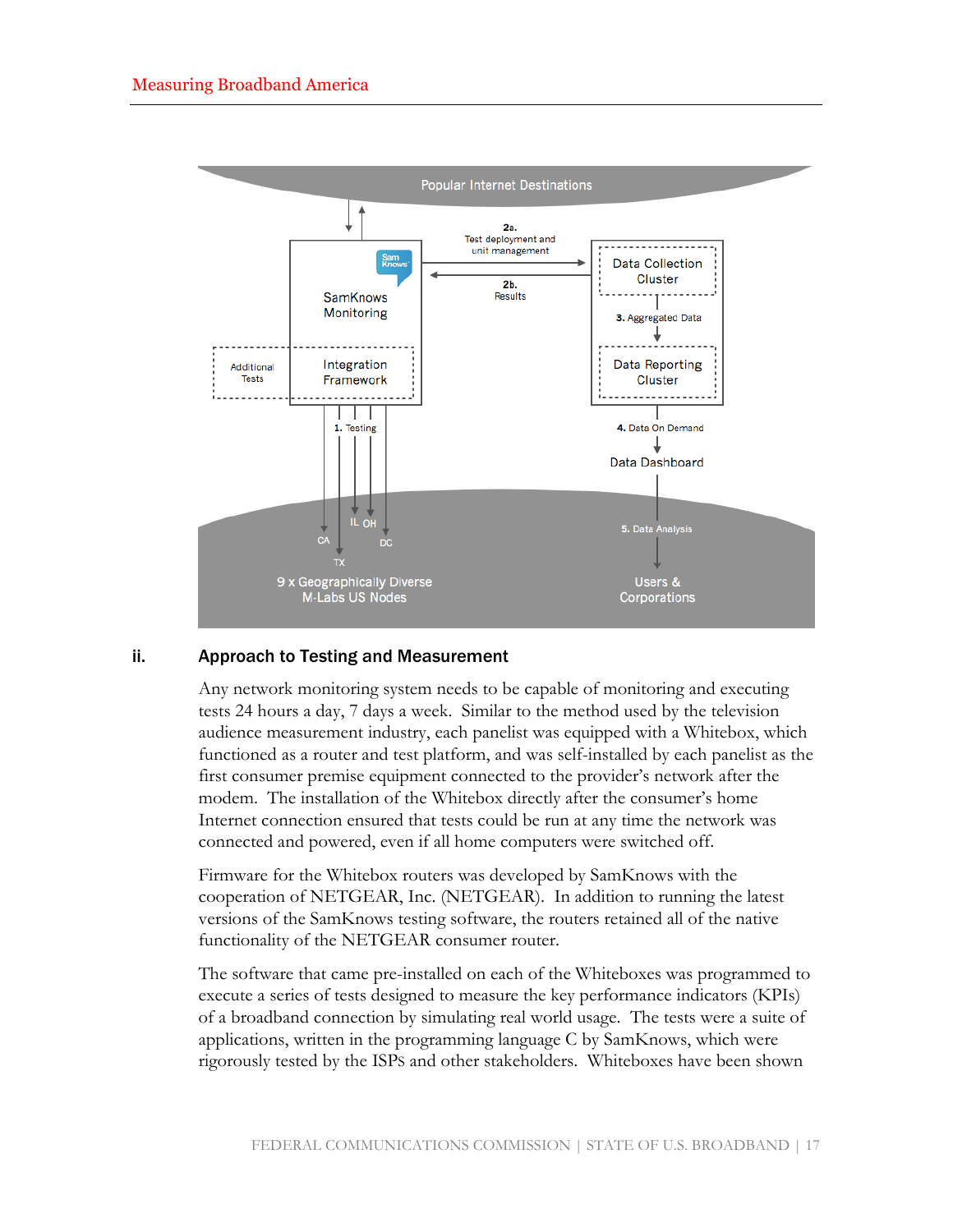Popular Internet Destinations

SamKnows Monitoring

2a. Test deployment and unit management

2b. Results

Data Collection Cluster

3. Aggregated Data

Data Reporting Cluster

Additional Tests

Integration Framework

1. Testing

4. Data On Demand

Data Dashboard

5. Data Analysis

CA IL OH DC TX

9 x Geographically Diverse M-Labs US Nodes

Users & Corporations

## ii. Approach to Testing and Measurement

Any network monitoring system needs to be capable of monitoring and executing tests 24 hours a day, 7 days a week. Similar to the method used by the television audience measurement industry, each panelist was equipped with a Whitebox, which functioned as a router and test platform, and was self-installed by each panelist as the first consumer premise equipment connected to the provider's network after the modem. The installation of the Whitebox directly after the consumer's home Internet connection ensured that tests could be run at any time the network was connected and powered, even if all home computers were switched off.

Firmware for the Whitebox routers was developed by SamKnows with the cooperation of NETGEAR, Inc. (NETGEAR). In addition to running the latest versions of the SamKnows testing software, the routers retained all of the native functionality of the NETGEAR consumer router.

The software that came pre-installed on each of the Whiteboxes was programmed to execute a series of tests designed to measure the key performance indicators (KPIs) of a broadband connection by simulating real world usage. The tests were a suite of applications, written in the programming language C by SamKnows, which were rigorously tested by the ISPs and other stakeholders. Whiteboxes have been shown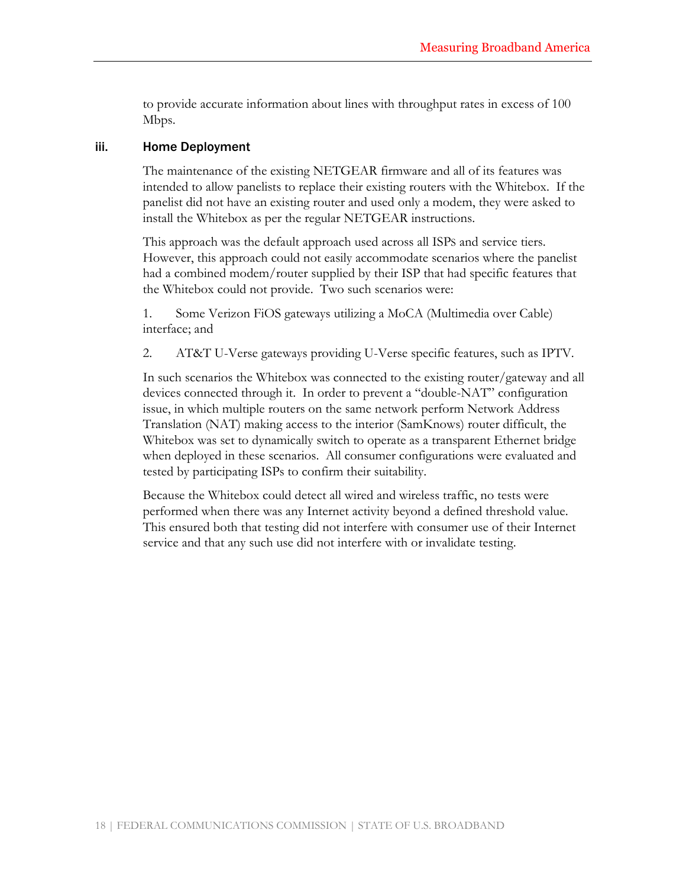to provide accurate information about lines with throughput rates in excess of 100 Mbps.

### iii. Home Deployment

The maintenance of the existing NETGEAR firmware and all of its features was intended to allow panelists to replace their existing routers with the Whitebox. If the panelist did not have an existing router and used only a modem, they were asked to install the Whitebox as per the regular NETGEAR instructions.

This approach was the default approach used across all ISPs and service tiers. However, this approach could not easily accommodate scenarios where the panelist had a combined modem/router supplied by their ISP that had specific features that the Whitebox could not provide. Two such scenarios were:

1. Some Verizon FiOS gateways utilizing a MoCA (Multimedia over Cable) interface; and

2. AT&T U-Verse gateways providing U-Verse specific features, such as IPTV.

In such scenarios the Whitebox was connected to the existing router/gateway and all devices connected through it. In order to prevent a "double-NAT" configuration issue, in which multiple routers on the same network perform Network Address Translation (NAT) making access to the interior (SamKnows) router difficult, the Whitebox was set to dynamically switch to operate as a transparent Ethernet bridge when deployed in these scenarios. All consumer configurations were evaluated and tested by participating ISPs to confirm their suitability.

Because the Whitebox could detect all wired and wireless traffic, no tests were performed when there was any Internet activity beyond a defined threshold value. This ensured both that testing did not interfere with consumer use of their Internet service and that any such use did not interfere with or invalidate testing.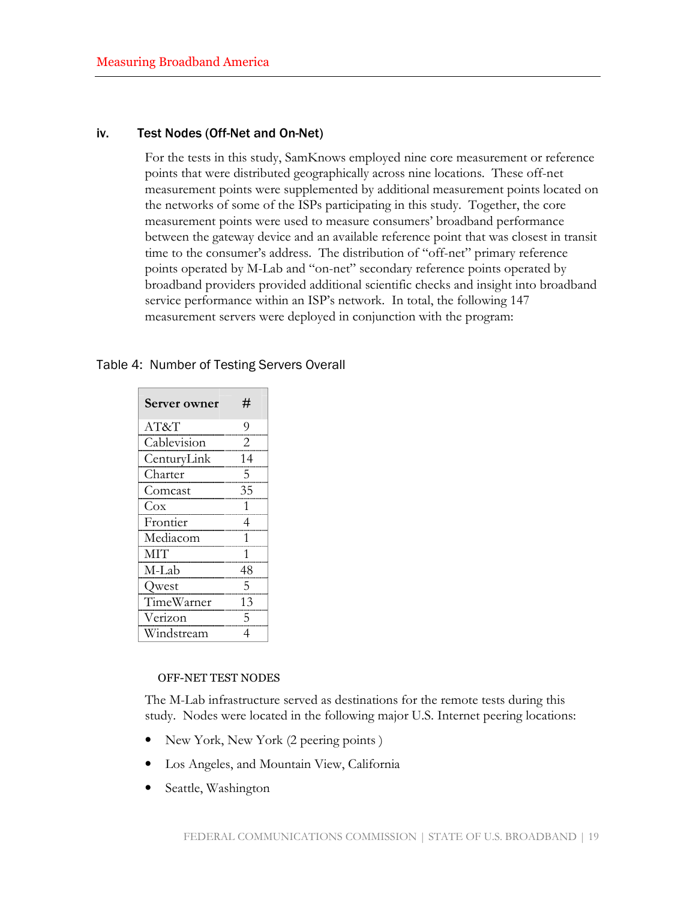### iv. Test Nodes (Off-Net and On-Net)

For the tests in this study, SamKnows employed nine core measurement or reference points that were distributed geographically across nine locations. These off-net measurement points were supplemented by additional measurement points located on the networks of some of the ISPs participating in this study. Together, the core measurement points were used to measure consumers' broadband performance between the gateway device and an available reference point that was closest in transit time to the consumer's address. The distribution of "off-net" primary reference points operated by M-Lab and "on-net" secondary reference points operated by broadband providers provided additional scientific checks and insight into broadband service performance within an ISP's network. In total, the following 147 measurement servers were deployed in conjunction with the program:

Table 4: Number of Testing Servers Overall

| Server owner | # |
|---|---|
| AT&T | 9 |
| Cablevision | 2 |
| CenturyLink | 14 |
| Charter | 5 |
| Comcast | 35 |
| Cox | 1 |
| Frontier | 4 |
| Mediacom | 1 |
| MIT | 1 |
| M-Lab | 48 |
| Qwest | 5 |
| TimeWarner | 13 |
| Verizon | 5 |
| Windstream | 4 |

#### OFF-NET TEST NODES

The M-Lab infrastructure served as destinations for the remote tests during this study. Nodes were located in the following major U.S. Internet peering locations:

- New York, New York (2 peering points )
- Los Angeles, and Mountain View, California
- Seattle, Washington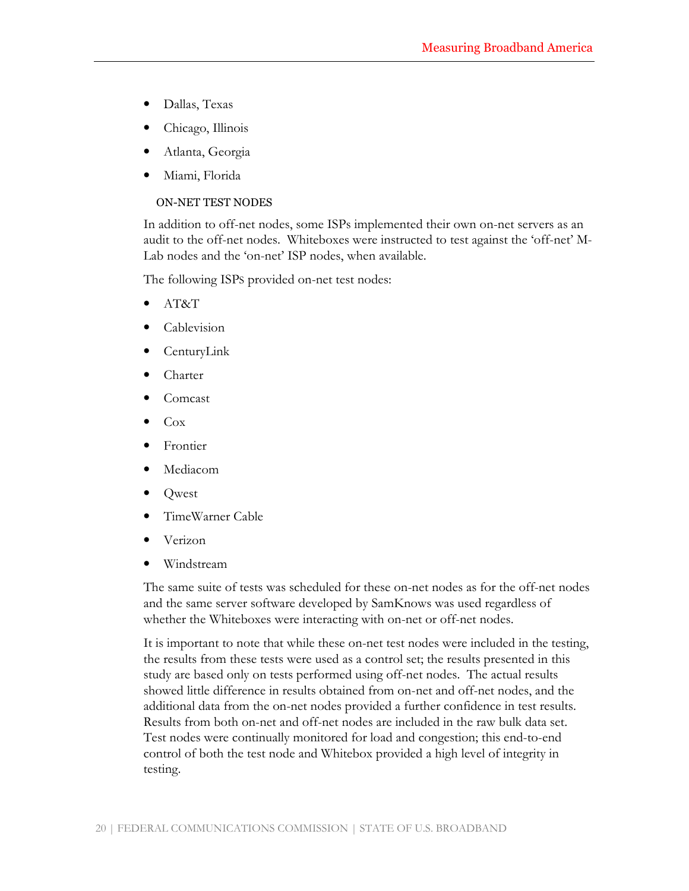- Dallas, Texas
- Chicago, Illinois
- Atlanta, Georgia
- Miami, Florida

### ON-NET TEST NODES

In addition to off-net nodes, some ISPs implemented their own on-net servers as an audit to the off-net nodes. Whiteboxes were instructed to test against the 'off-net' M-Lab nodes and the 'on-net' ISP nodes, when available.

The following ISPs provided on-net test nodes:

- AT&T
- Cablevision
- CenturyLink
- Charter
- Comcast
- Cox
- Frontier
- Mediacom
- Qwest
- TimeWarner Cable
- Verizon
- Windstream

The same suite of tests was scheduled for these on-net nodes as for the off-net nodes and the same server software developed by SamKnows was used regardless of whether the Whiteboxes were interacting with on-net or off-net nodes.

It is important to note that while these on-net test nodes were included in the testing, the results from these tests were used as a control set; the results presented in this study are based only on tests performed using off-net nodes. The actual results showed little difference in results obtained from on-net and off-net nodes, and the additional data from the on-net nodes provided a further confidence in test results. Results from both on-net and off-net nodes are included in the raw bulk data set. Test nodes were continually monitored for load and congestion; this end-to-end control of both the test node and Whitebox provided a high level of integrity in testing.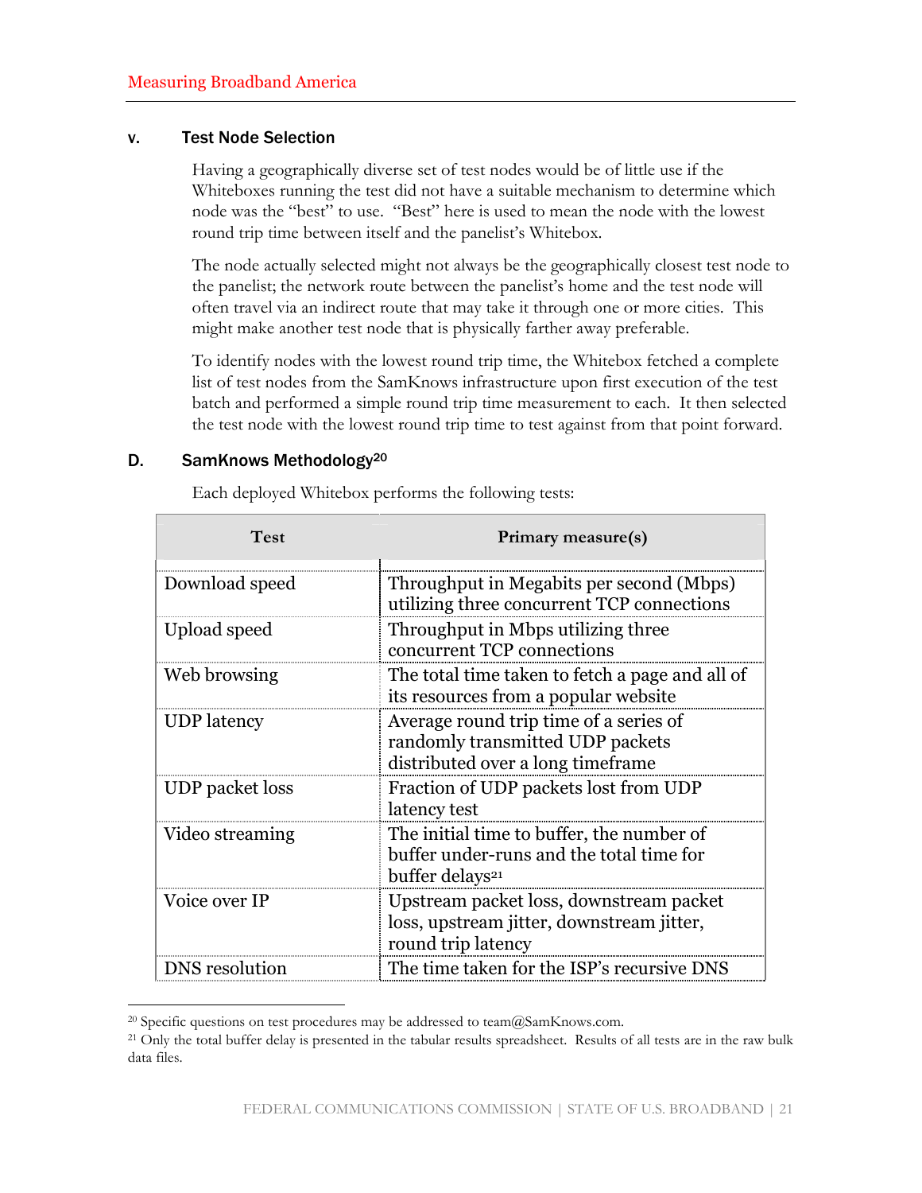### v. Test Node Selection

Having a geographically diverse set of test nodes would be of little use if the Whiteboxes running the test did not have a suitable mechanism to determine which node was the "best" to use. "Best" here is used to mean the node with the lowest round trip time between itself and the panelist's Whitebox.

The node actually selected might not always be the geographically closest test node to the panelist; the network route between the panelist's home and the test node will often travel via an indirect route that may take it through one or more cities. This might make another test node that is physically farther away preferable.

To identify nodes with the lowest round trip time, the Whitebox fetched a complete list of test nodes from the SamKnows infrastructure upon first execution of the test batch and performed a simple round trip time measurement to each. It then selected the test node with the lowest round trip time to test against from that point forward.

## D. SamKnows Methodology[20]

Each deployed Whitebox performs the following tests:

| Test | Primary measure(s) |
|---|---|
| Download speed | Throughput in Megabits per second (Mbps) utilizing three concurrent TCP connections |
| Upload speed | Throughput in Mbps utilizing three concurrent TCP connections |
| Web browsing | The total time taken to fetch a page and all of its resources from a popular website |
| UDP latency | Average round trip time of a series of randomly transmitted UDP packets distributed over a long timeframe |
| UDP packet loss | Fraction of UDP packets lost from UDP latency test |
| Video streaming | The initial time to buffer, the number of buffer under-runs and the total time for buffer delays[21] |
| Voice over IP | Upstream packet loss, downstream packet loss, upstream jitter, downstream jitter, round trip latency |
| DNS resolution | The time taken for the ISP's recursive DNS |

[20] Specific questions on test procedures may be addressed to team@SamKnows.com.

[21] Only the total buffer delay is presented in the tabular results spreadsheet. Results of all tests are in the raw bulk data files.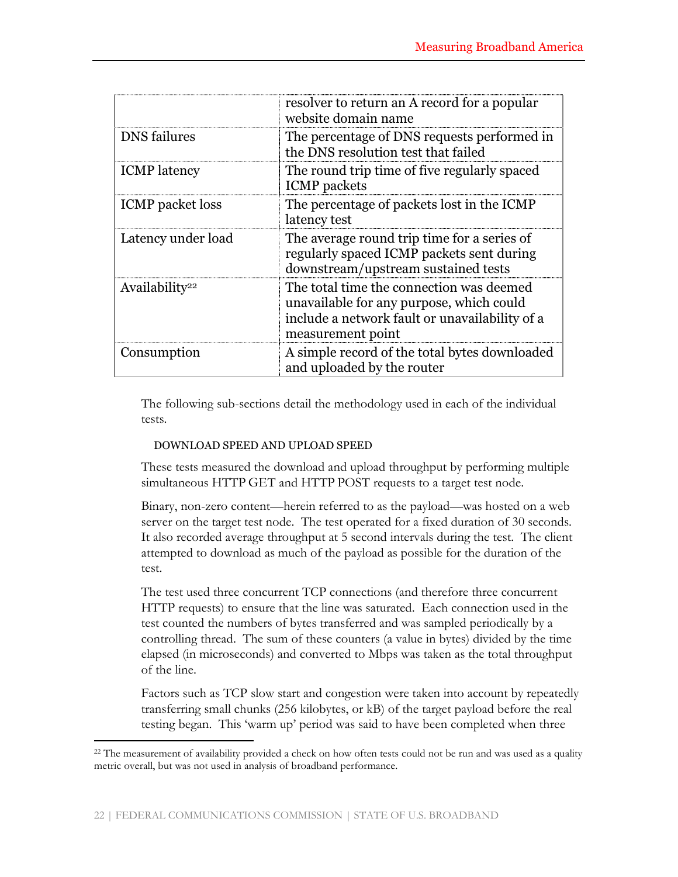| | |
|---|---|
| | resolver to return an A record for a popular website domain name |
| DNS failures | The percentage of DNS requests performed in the DNS resolution test that failed |
| ICMP latency | The round trip time of five regularly spaced ICMP packets |
| ICMP packet loss | The percentage of packets lost in the ICMP latency test |
| Latency under load | The average round trip time for a series of regularly spaced ICMP packets sent during downstream/upstream sustained tests |
| Availability[22] | The total time the connection was deemed unavailable for any purpose, which could include a network fault or unavailability of a measurement point |
| Consumption | A simple record of the total bytes downloaded and uploaded by the router |

The following sub-sections detail the methodology used in each of the individual tests.

### DOWNLOAD SPEED AND UPLOAD SPEED

These tests measured the download and upload throughput by performing multiple simultaneous HTTP GET and HTTP POST requests to a target test node.

Binary, non-zero content—herein referred to as the payload—was hosted on a web server on the target test node. The test operated for a fixed duration of 30 seconds. It also recorded average throughput at 5 second intervals during the test. The client attempted to download as much of the payload as possible for the duration of the test.

The test used three concurrent TCP connections (and therefore three concurrent HTTP requests) to ensure that the line was saturated. Each connection used in the test counted the numbers of bytes transferred and was sampled periodically by a controlling thread. The sum of these counters (a value in bytes) divided by the time elapsed (in microseconds) and converted to Mbps was taken as the total throughput of the line.

Factors such as TCP slow start and congestion were taken into account by repeatedly transferring small chunks (256 kilobytes, or kB) of the target payload before the real testing began. This 'warm up' period was said to have been completed when three

[22] The measurement of availability provided a check on how often tests could not be run and was used as a quality metric overall, but was not used in analysis of broadband performance.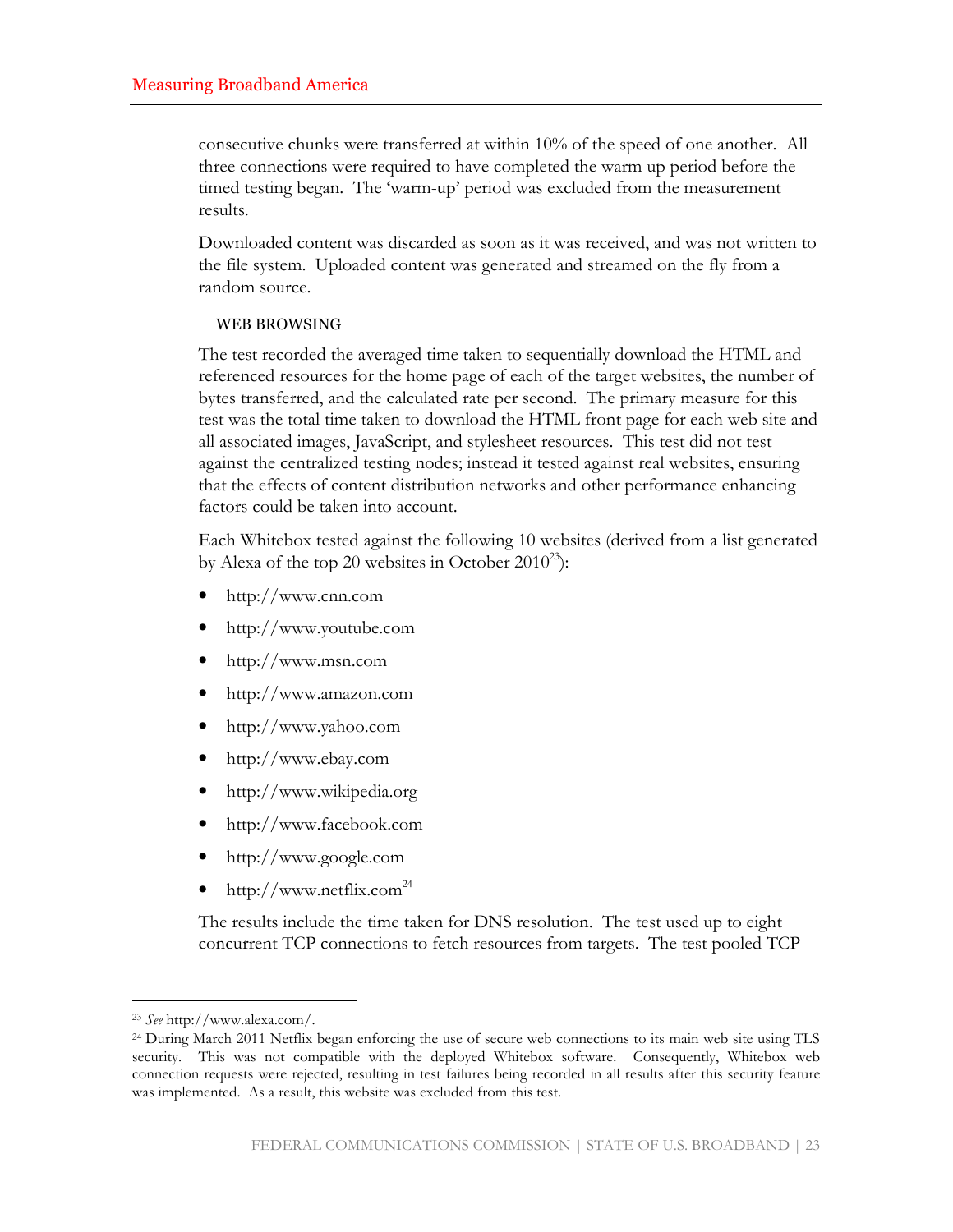consecutive chunks were transferred at within 10% of the speed of one another. All three connections were required to have completed the warm up period before the timed testing began. The 'warm-up' period was excluded from the measurement results.

Downloaded content was discarded as soon as it was received, and was not written to the file system. Uploaded content was generated and streamed on the fly from a random source.

#### WEB BROWSING

The test recorded the averaged time taken to sequentially download the HTML and referenced resources for the home page of each of the target websites, the number of bytes transferred, and the calculated rate per second. The primary measure for this test was the total time taken to download the HTML front page for each web site and all associated images, JavaScript, and stylesheet resources. This test did not test against the centralized testing nodes; instead it tested against real websites, ensuring that the effects of content distribution networks and other performance enhancing factors could be taken into account.

Each Whitebox tested against the following 10 websites (derived from a list generated by Alexa of the top 20 websites in October 2010[23]):

- http://www.cnn.com
- http://www.youtube.com
- http://www.msn.com
- http://www.amazon.com
- http://www.yahoo.com
- http://www.ebay.com
- http://www.wikipedia.org
- http://www.facebook.com
- http://www.google.com
- http://www.netflix.com[24]

The results include the time taken for DNS resolution. The test used up to eight concurrent TCP connections to fetch resources from targets. The test pooled TCP

---

[23] *See* http://www.alexa.com/.

[24] During March 2011 Netflix began enforcing the use of secure web connections to its main web site using TLS security. This was not compatible with the deployed Whitebox software. Consequently, Whitebox web connection requests were rejected, resulting in test failures being recorded in all results after this security feature was implemented. As a result, this website was excluded from this test.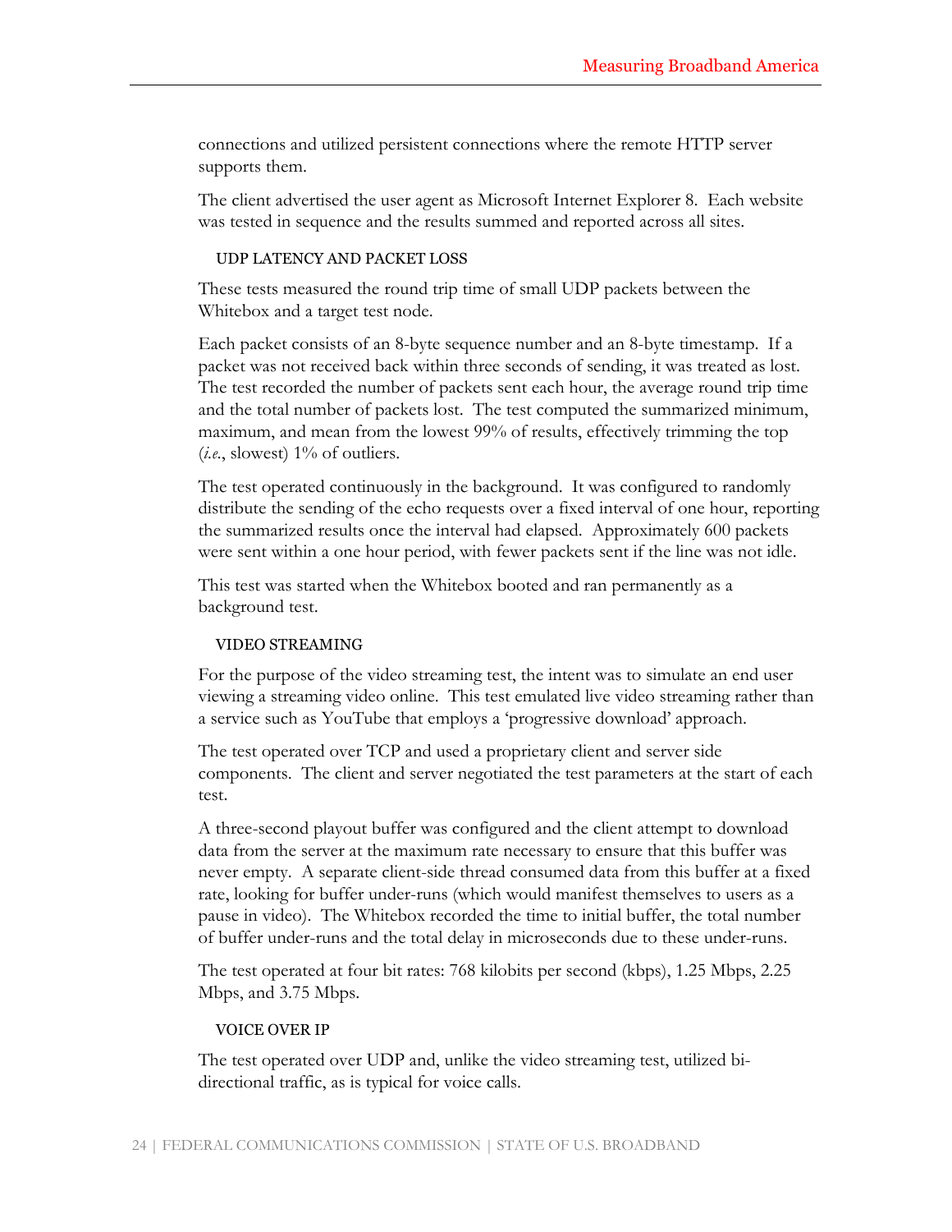connections and utilized persistent connections where the remote HTTP server supports them.

The client advertised the user agent as Microsoft Internet Explorer 8. Each website was tested in sequence and the results summed and reported across all sites.

### UDP LATENCY AND PACKET LOSS

These tests measured the round trip time of small UDP packets between the Whitebox and a target test node.

Each packet consists of an 8-byte sequence number and an 8-byte timestamp. If a packet was not received back within three seconds of sending, it was treated as lost. The test recorded the number of packets sent each hour, the average round trip time and the total number of packets lost. The test computed the summarized minimum, maximum, and mean from the lowest 99% of results, effectively trimming the top (*i.e.*, slowest) 1% of outliers.

The test operated continuously in the background. It was configured to randomly distribute the sending of the echo requests over a fixed interval of one hour, reporting the summarized results once the interval had elapsed. Approximately 600 packets were sent within a one hour period, with fewer packets sent if the line was not idle.

This test was started when the Whitebox booted and ran permanently as a background test.

### VIDEO STREAMING

For the purpose of the video streaming test, the intent was to simulate an end user viewing a streaming video online. This test emulated live video streaming rather than a service such as YouTube that employs a 'progressive download' approach.

The test operated over TCP and used a proprietary client and server side components. The client and server negotiated the test parameters at the start of each test.

A three-second playout buffer was configured and the client attempt to download data from the server at the maximum rate necessary to ensure that this buffer was never empty. A separate client-side thread consumed data from this buffer at a fixed rate, looking for buffer under-runs (which would manifest themselves to users as a pause in video). The Whitebox recorded the time to initial buffer, the total number of buffer under-runs and the total delay in microseconds due to these under-runs.

The test operated at four bit rates: 768 kilobits per second (kbps), 1.25 Mbps, 2.25 Mbps, and 3.75 Mbps.

### VOICE OVER IP

The test operated over UDP and, unlike the video streaming test, utilized bi-directional traffic, as is typical for voice calls.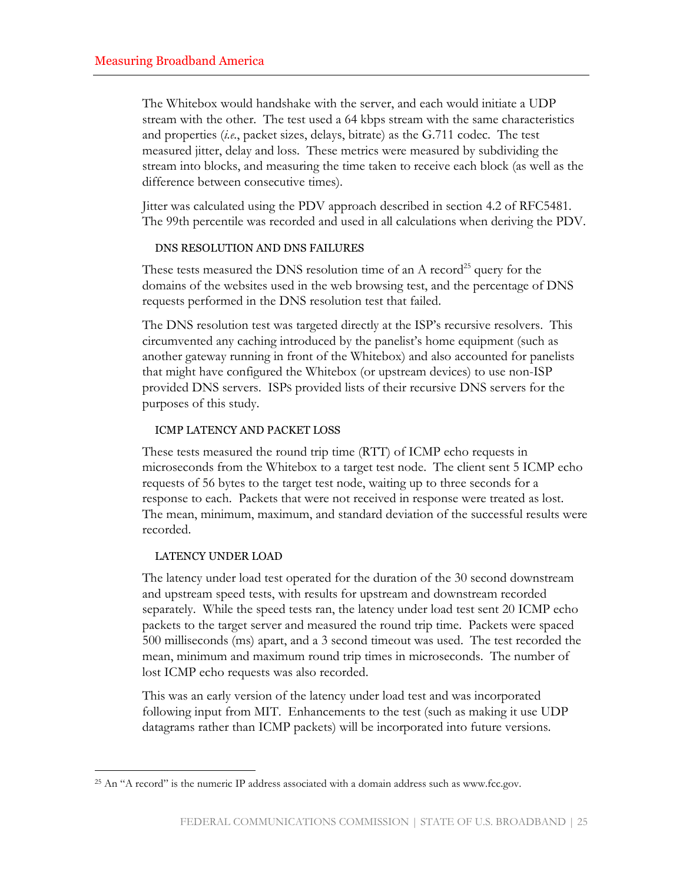The Whitebox would handshake with the server, and each would initiate a UDP stream with the other. The test used a 64 kbps stream with the same characteristics and properties (*i.e.*, packet sizes, delays, bitrate) as the G.711 codec. The test measured jitter, delay and loss. These metrics were measured by subdividing the stream into blocks, and measuring the time taken to receive each block (as well as the difference between consecutive times).

Jitter was calculated using the PDV approach described in section 4.2 of RFC5481. The 99th percentile was recorded and used in all calculations when deriving the PDV.

### DNS RESOLUTION AND DNS FAILURES

These tests measured the DNS resolution time of an A record[25] query for the domains of the websites used in the web browsing test, and the percentage of DNS requests performed in the DNS resolution test that failed.

The DNS resolution test was targeted directly at the ISP's recursive resolvers. This circumvented any caching introduced by the panelist's home equipment (such as another gateway running in front of the Whitebox) and also accounted for panelists that might have configured the Whitebox (or upstream devices) to use non-ISP provided DNS servers. ISPS provided lists of their recursive DNS servers for the purposes of this study.

### ICMP LATENCY AND PACKET LOSS

These tests measured the round trip time (RTT) of ICMP echo requests in microseconds from the Whitebox to a target test node. The client sent 5 ICMP echo requests of 56 bytes to the target test node, waiting up to three seconds for a response to each. Packets that were not received in response were treated as lost. The mean, minimum, maximum, and standard deviation of the successful results were recorded.

### LATENCY UNDER LOAD

The latency under load test operated for the duration of the 30 second downstream and upstream speed tests, with results for upstream and downstream recorded separately. While the speed tests ran, the latency under load test sent 20 ICMP echo packets to the target server and measured the round trip time. Packets were spaced 500 milliseconds (ms) apart, and a 3 second timeout was used. The test recorded the mean, minimum and maximum round trip times in microseconds. The number of lost ICMP echo requests was also recorded.

This was an early version of the latency under load test and was incorporated following input from MIT. Enhancements to the test (such as making it use UDP datagrams rather than ICMP packets) will be incorporated into future versions.

---

[25] An "A record" is the numeric IP address associated with a domain address such as www.fcc.gov.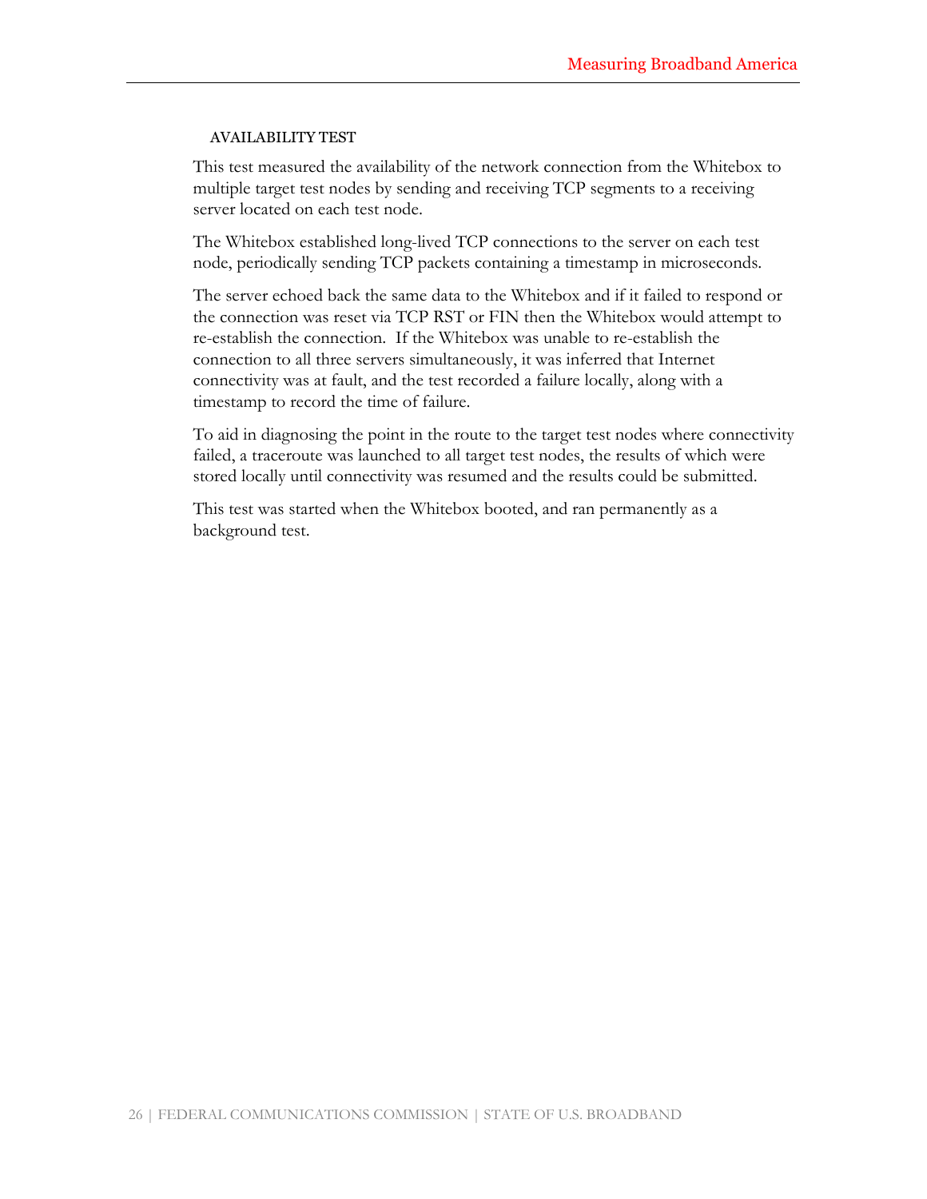### AVAILABILITY TEST

This test measured the availability of the network connection from the Whitebox to multiple target test nodes by sending and receiving TCP segments to a receiving server located on each test node.

The Whitebox established long-lived TCP connections to the server on each test node, periodically sending TCP packets containing a timestamp in microseconds.

The server echoed back the same data to the Whitebox and if it failed to respond or the connection was reset via TCP RST or FIN then the Whitebox would attempt to re-establish the connection. If the Whitebox was unable to re-establish the connection to all three servers simultaneously, it was inferred that Internet connectivity was at fault, and the test recorded a failure locally, along with a timestamp to record the time of failure.

To aid in diagnosing the point in the route to the target test nodes where connectivity failed, a traceroute was launched to all target test nodes, the results of which were stored locally until connectivity was resumed and the results could be submitted.

This test was started when the Whitebox booted, and ran permanently as a background test.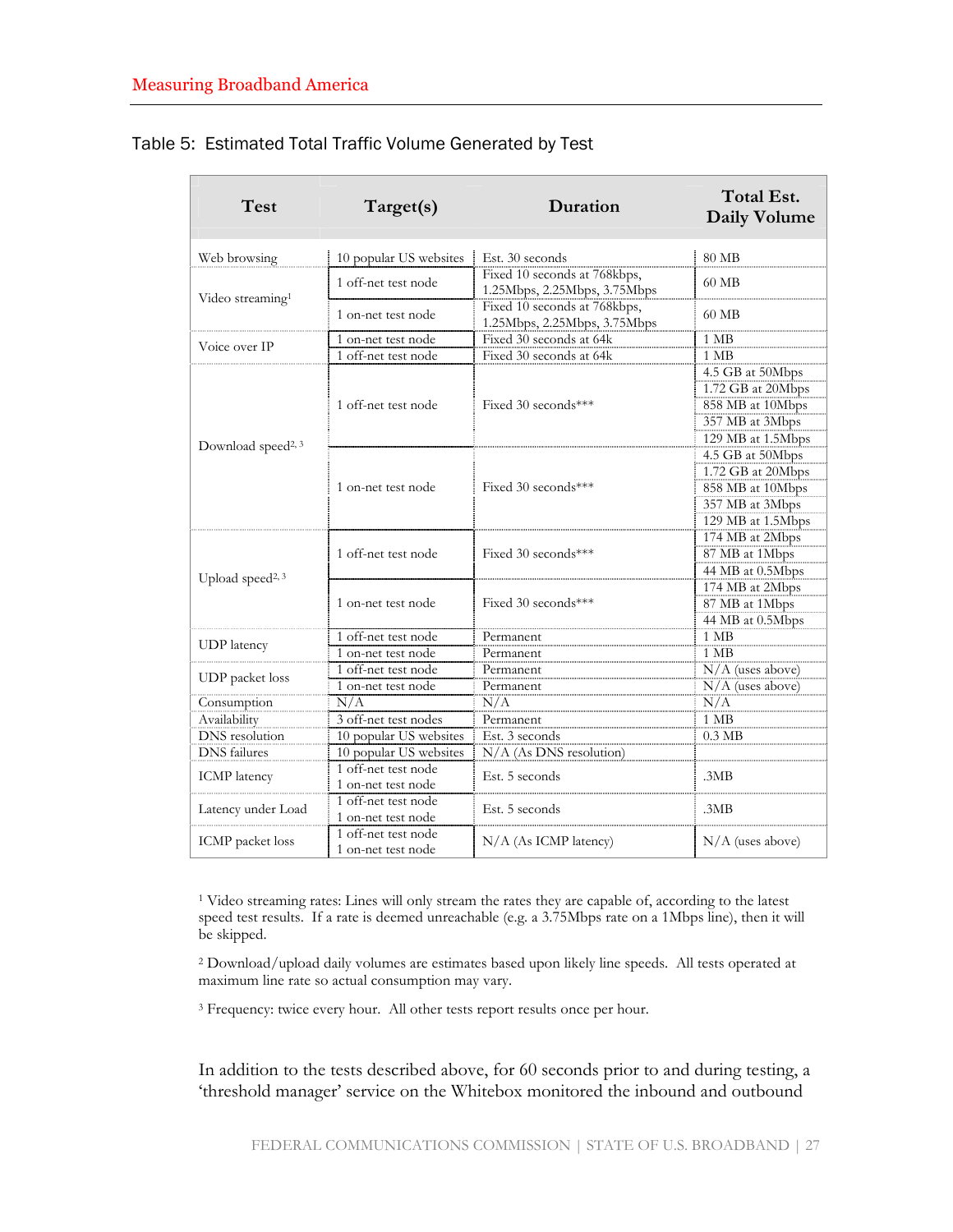Table 5: Estimated Total Traffic Volume Generated by Test

| Test | Target(s) | Duration | Total Est. Daily Volume |
|---|---|---|---|
| Web browsing | 10 popular US websites | Est. 30 seconds | 80 MB |
| Video streaming[1] | 1 off-net test node | Fixed 10 seconds at 768kbps, 1.25Mbps, 2.25Mbps, 3.75Mbps | 60 MB |
| | 1 on-net test node | Fixed 10 seconds at 768kbps, 1.25Mbps, 2.25Mbps, 3.75Mbps | 60 MB |
| Voice over IP | 1 on-net test node | Fixed 30 seconds at 64k | 1 MB |
| | 1 off-net test node | Fixed 30 seconds at 64k | 1 MB |
| Download speed[2, 3] | 1 off-net test node | Fixed 30 seconds*** | 4.5 GB at 50Mbps |
| | | | 1.72 GB at 20Mbps |
| | | | 858 MB at 10Mbps |
| | | | 357 MB at 3Mbps |
| | | | 129 MB at 1.5Mbps |
| | 1 on-net test node | Fixed 30 seconds*** | 4.5 GB at 50Mbps |
| | | | 1.72 GB at 20Mbps |
| | | | 858 MB at 10Mbps |
| | | | 357 MB at 3Mbps |
| | | | 129 MB at 1.5Mbps |
| Upload speed[2, 3] | 1 off-net test node | Fixed 30 seconds*** | 174 MB at 2Mbps |
| | | | 87 MB at 1Mbps |
| | | | 44 MB at 0.5Mbps |
| | 1 on-net test node | Fixed 30 seconds*** | 174 MB at 2Mbps |
| | | | 87 MB at 1Mbps |
| | | | 44 MB at 0.5Mbps |
| UDP latency | 1 off-net test node | Permanent | 1 MB |
| | 1 on-net test node | Permanent | 1 MB |
| UDP packet loss | 1 off-net test node | Permanent | N/A (uses above) |
| | 1 on-net test node | Permanent | N/A (uses above) |
| Consumption | N/A | N/A | N/A |
| Availability | 3 off-net test nodes | Permanent | 1 MB |
| DNS resolution | 10 popular US websites | Est. 3 seconds | 0.3 MB |
| DNS failures | 10 popular US websites | N/A (As DNS resolution) | |
| ICMP latency | 1 off-net test node<br>1 on-net test node | Est. 5 seconds | .3MB |
| Latency under Load | 1 off-net test node<br>1 on-net test node | Est. 5 seconds | .3MB |
| ICMP packet loss | 1 off-net test node<br>1 on-net test node | N/A (As ICMP latency) | N/A (uses above) |

[1] Video streaming rates: Lines will only stream the rates they are capable of, according to the latest speed test results. If a rate is deemed unreachable (e.g. a 3.75Mbps rate on a 1Mbps line), then it will be skipped.

[2] Download/upload daily volumes are estimates based upon likely line speeds. All tests operated at maximum line rate so actual consumption may vary.

[3] Frequency: twice every hour. All other tests report results once per hour.

In addition to the tests described above, for 60 seconds prior to and during testing, a 'threshold manager' service on the Whitebox monitored the inbound and outbound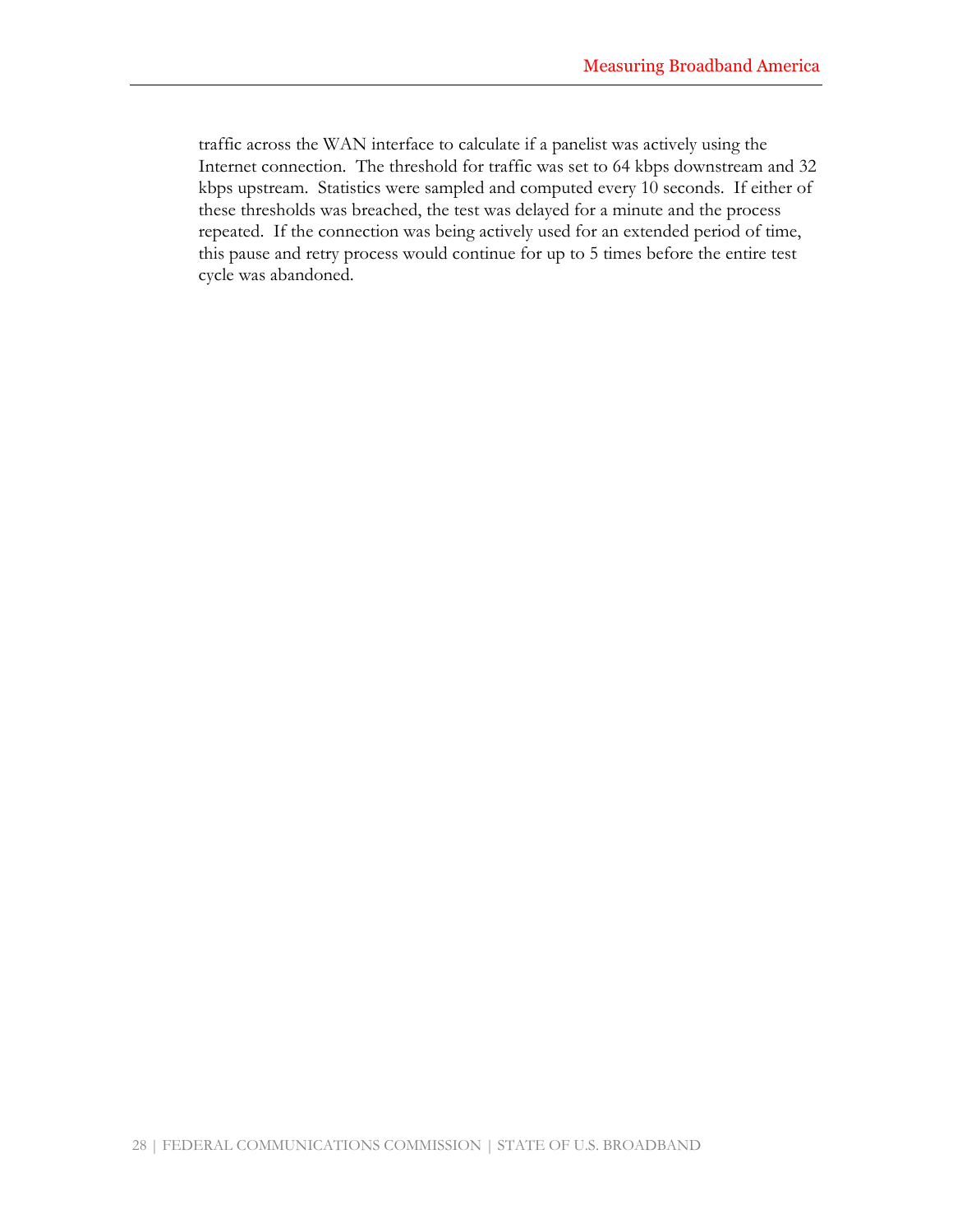traffic across the WAN interface to calculate if a panelist was actively using the Internet connection. The threshold for traffic was set to 64 kbps downstream and 32 kbps upstream. Statistics were sampled and computed every 10 seconds. If either of these thresholds was breached, the test was delayed for a minute and the process repeated. If the connection was being actively used for an extended period of time, this pause and retry process would continue for up to 5 times before the entire test cycle was abandoned.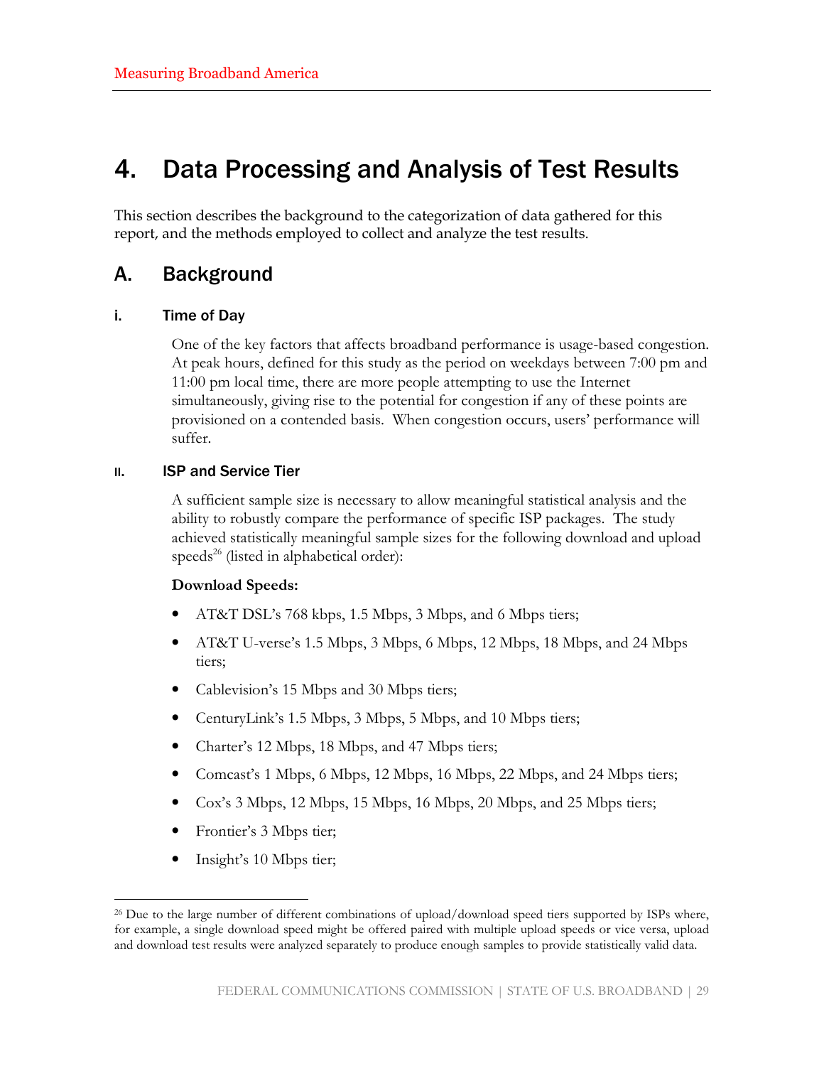# 4. Data Processing and Analysis of Test Results

This section describes the background to the categorization of data gathered for this report, and the methods employed to collect and analyze the test results.

## A. Background

### i. Time of Day

One of the key factors that affects broadband performance is usage-based congestion. At peak hours, defined for this study as the period on weekdays between 7:00 pm and 11:00 pm local time, there are more people attempting to use the Internet simultaneously, giving rise to the potential for congestion if any of these points are provisioned on a contended basis. When congestion occurs, users' performance will suffer.

### ii. ISP and Service Tier

A sufficient sample size is necessary to allow meaningful statistical analysis and the ability to robustly compare the performance of specific ISP packages. The study achieved statistically meaningful sample sizes for the following download and upload speeds[26] (listed in alphabetical order):

**Download Speeds:**

- AT&T DSL's 768 kbps, 1.5 Mbps, 3 Mbps, and 6 Mbps tiers;
- AT&T U-verse's 1.5 Mbps, 3 Mbps, 6 Mbps, 12 Mbps, 18 Mbps, and 24 Mbps tiers;
- Cablevision's 15 Mbps and 30 Mbps tiers;
- CenturyLink's 1.5 Mbps, 3 Mbps, 5 Mbps, and 10 Mbps tiers;
- Charter's 12 Mbps, 18 Mbps, and 47 Mbps tiers;
- Comcast's 1 Mbps, 6 Mbps, 12 Mbps, 16 Mbps, 22 Mbps, and 24 Mbps tiers;
- Cox's 3 Mbps, 12 Mbps, 15 Mbps, 16 Mbps, 20 Mbps, and 25 Mbps tiers;
- Frontier's 3 Mbps tier;
- Insight's 10 Mbps tier;

[26] Due to the large number of different combinations of upload/download speed tiers supported by ISPs where, for example, a single download speed might be offered paired with multiple upload speeds or vice versa, upload and download test results were analyzed separately to produce enough samples to provide statistically valid data.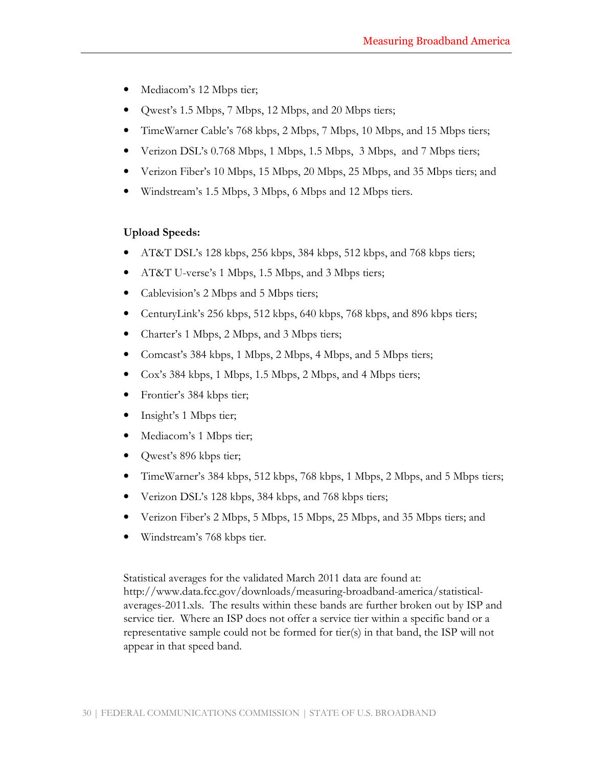- Mediacom's 12 Mbps tier;
- Qwest's 1.5 Mbps, 7 Mbps, 12 Mbps, and 20 Mbps tiers;
- TimeWarner Cable's 768 kbps, 2 Mbps, 7 Mbps, 10 Mbps, and 15 Mbps tiers;
- Verizon DSL's 0.768 Mbps, 1 Mbps, 1.5 Mbps, 3 Mbps, and 7 Mbps tiers;
- Verizon Fiber's 10 Mbps, 15 Mbps, 20 Mbps, 25 Mbps, and 35 Mbps tiers; and
- Windstream's 1.5 Mbps, 3 Mbps, 6 Mbps and 12 Mbps tiers.

**Upload Speeds:**

- AT&T DSL's 128 kbps, 256 kbps, 384 kbps, 512 kbps, and 768 kbps tiers;
- AT&T U-verse's 1 Mbps, 1.5 Mbps, and 3 Mbps tiers;
- Cablevision's 2 Mbps and 5 Mbps tiers;
- CenturyLink's 256 kbps, 512 kbps, 640 kbps, 768 kbps, and 896 kbps tiers;
- Charter's 1 Mbps, 2 Mbps, and 3 Mbps tiers;
- Comcast's 384 kbps, 1 Mbps, 2 Mbps, 4 Mbps, and 5 Mbps tiers;
- Cox's 384 kbps, 1 Mbps, 1.5 Mbps, 2 Mbps, and 4 Mbps tiers;
- Frontier's 384 kbps tier;
- Insight's 1 Mbps tier;
- Mediacom's 1 Mbps tier;
- Qwest's 896 kbps tier;
- TimeWarner's 384 kbps, 512 kbps, 768 kbps, 1 Mbps, 2 Mbps, and 5 Mbps tiers;
- Verizon DSL's 128 kbps, 384 kbps, and 768 kbps tiers;
- Verizon Fiber's 2 Mbps, 5 Mbps, 15 Mbps, 25 Mbps, and 35 Mbps tiers; and
- Windstream's 768 kbps tier.

Statistical averages for the validated March 2011 data are found at: http://www.data.fcc.gov/downloads/measuring-broadband-america/statistical-averages-2011.xls. The results within these bands are further broken out by ISP and service tier. Where an ISP does not offer a service tier within a specific band or a representative sample could not be formed for tier(s) in that band, the ISP will not appear in that speed band.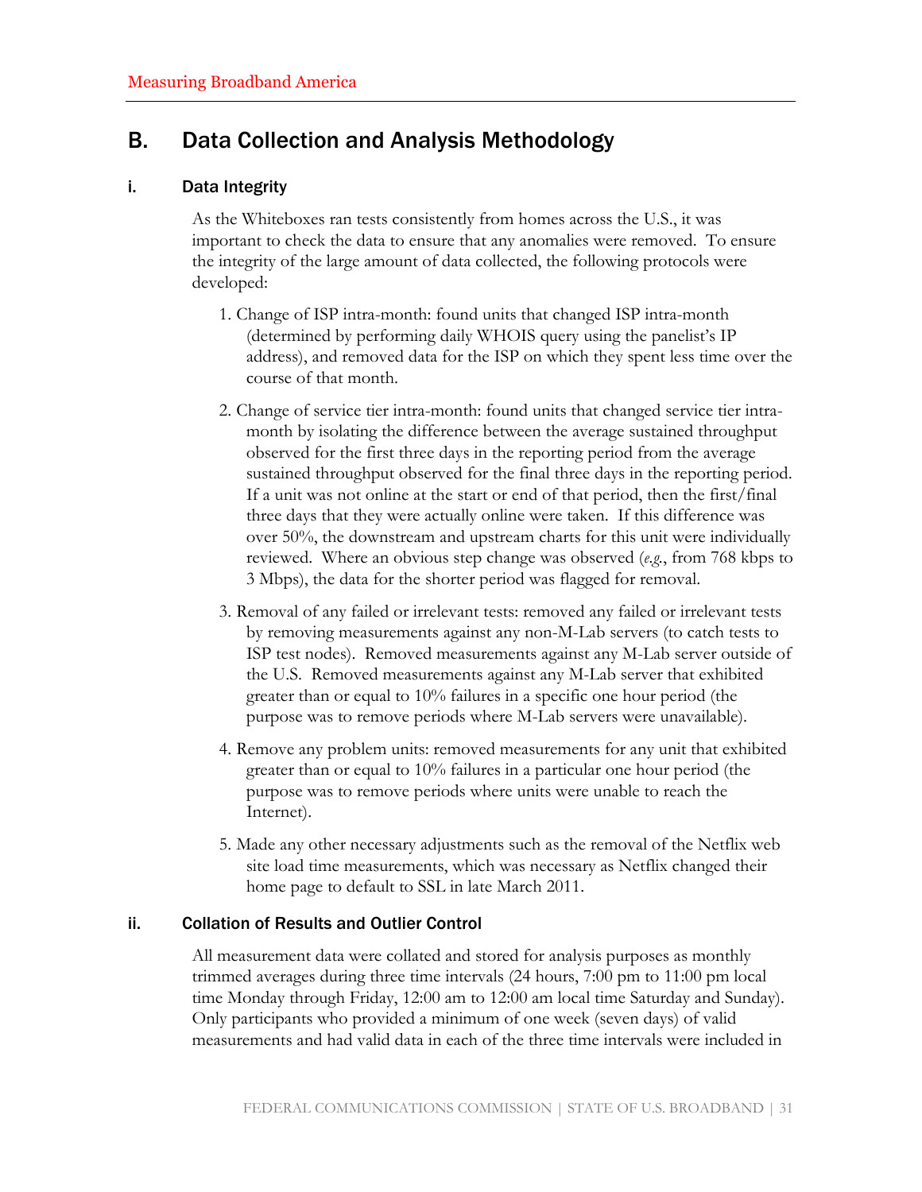## B. Data Collection and Analysis Methodology

### i. Data Integrity

As the Whiteboxes ran tests consistently from homes across the U.S., it was important to check the data to ensure that any anomalies were removed. To ensure the integrity of the large amount of data collected, the following protocols were developed:

1. Change of ISP intra-month: found units that changed ISP intra-month (determined by performing daily WHOIS query using the panelist's IP address), and removed data for the ISP on which they spent less time over the course of that month.
2. Change of service tier intra-month: found units that changed service tier intra-month by isolating the difference between the average sustained throughput observed for the first three days in the reporting period from the average sustained throughput observed for the final three days in the reporting period. If a unit was not online at the start or end of that period, then the first/final three days that they were actually online were taken. If this difference was over 50%, the downstream and upstream charts for this unit were individually reviewed. Where an obvious step change was observed (*e.g.*, from 768 kbps to 3 Mbps), the data for the shorter period was flagged for removal.
3. Removal of any failed or irrelevant tests: removed any failed or irrelevant tests by removing measurements against any non-M-Lab servers (to catch tests to ISP test nodes). Removed measurements against any M-Lab server outside of the U.S. Removed measurements against any M-Lab server that exhibited greater than or equal to 10% failures in a specific one hour period (the purpose was to remove periods where M-Lab servers were unavailable).
4. Remove any problem units: removed measurements for any unit that exhibited greater than or equal to 10% failures in a particular one hour period (the purpose was to remove periods where units were unable to reach the Internet).
5. Made any other necessary adjustments such as the removal of the Netflix web site load time measurements, which was necessary as Netflix changed their home page to default to SSL in late March 2011.

### ii. Collation of Results and Outlier Control

All measurement data were collated and stored for analysis purposes as monthly trimmed averages during three time intervals (24 hours, 7:00 pm to 11:00 pm local time Monday through Friday, 12:00 am to 12:00 am local time Saturday and Sunday). Only participants who provided a minimum of one week (seven days) of valid measurements and had valid data in each of the three time intervals were included in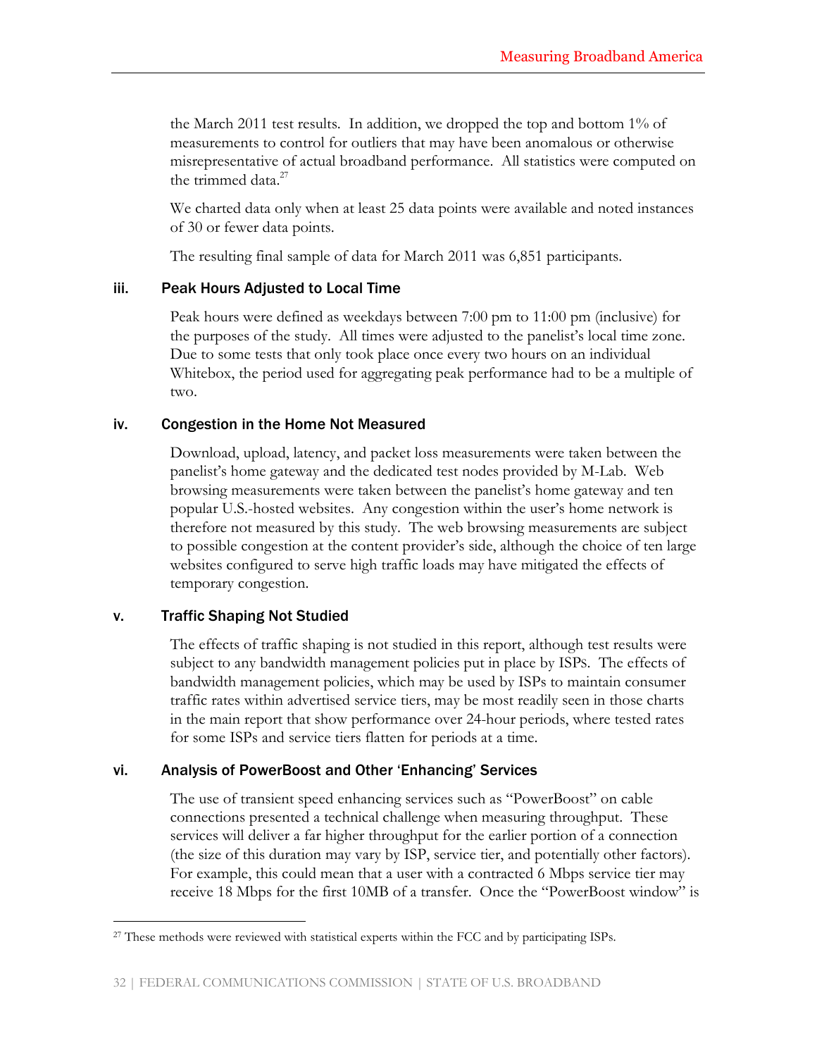the March 2011 test results. In addition, we dropped the top and bottom 1% of measurements to control for outliers that may have been anomalous or otherwise misrepresentative of actual broadband performance. All statistics were computed on the trimmed data.[27]

We charted data only when at least 25 data points were available and noted instances of 30 or fewer data points.

The resulting final sample of data for March 2011 was 6,851 participants.

### iii. Peak Hours Adjusted to Local Time

Peak hours were defined as weekdays between 7:00 pm to 11:00 pm (inclusive) for the purposes of the study. All times were adjusted to the panelist's local time zone. Due to some tests that only took place once every two hours on an individual Whitebox, the period used for aggregating peak performance had to be a multiple of two.

### iv. Congestion in the Home Not Measured

Download, upload, latency, and packet loss measurements were taken between the panelist's home gateway and the dedicated test nodes provided by M-Lab. Web browsing measurements were taken between the panelist's home gateway and ten popular U.S.-hosted websites. Any congestion within the user's home network is therefore not measured by this study. The web browsing measurements are subject to possible congestion at the content provider's side, although the choice of ten large websites configured to serve high traffic loads may have mitigated the effects of temporary congestion.

### v. Traffic Shaping Not Studied

The effects of traffic shaping is not studied in this report, although test results were subject to any bandwidth management policies put in place by ISPS. The effects of bandwidth management policies, which may be used by ISPs to maintain consumer traffic rates within advertised service tiers, may be most readily seen in those charts in the main report that show performance over 24-hour periods, where tested rates for some ISPs and service tiers flatten for periods at a time.

### vi. Analysis of PowerBoost and Other 'Enhancing' Services

The use of transient speed enhancing services such as "PowerBoost" on cable connections presented a technical challenge when measuring throughput. These services will deliver a far higher throughput for the earlier portion of a connection (the size of this duration may vary by ISP, service tier, and potentially other factors). For example, this could mean that a user with a contracted 6 Mbps service tier may receive 18 Mbps for the first 10MB of a transfer. Once the "PowerBoost window" is

---

[27] These methods were reviewed with statistical experts within the FCC and by participating ISPs.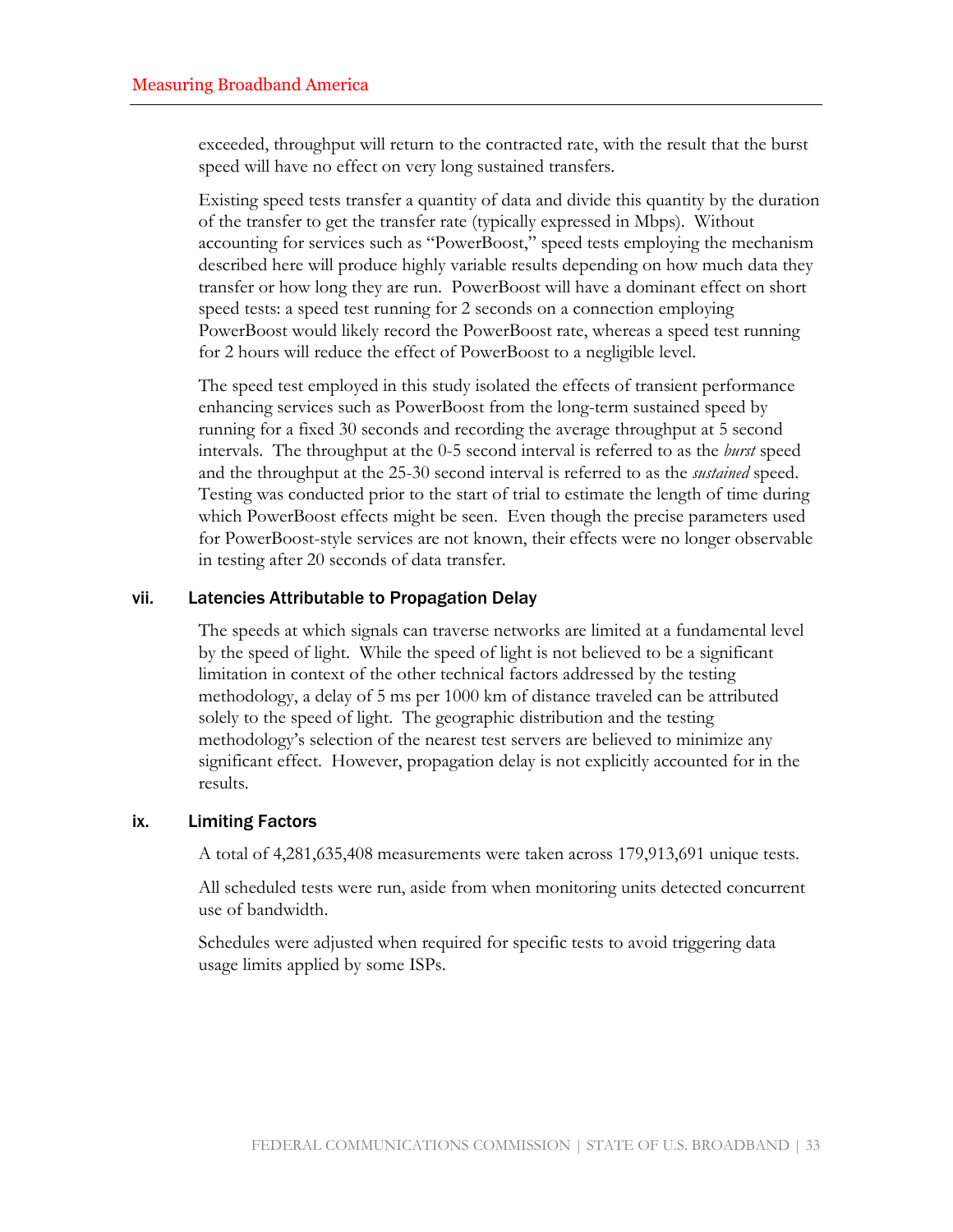exceeded, throughput will return to the contracted rate, with the result that the burst speed will have no effect on very long sustained transfers.

Existing speed tests transfer a quantity of data and divide this quantity by the duration of the transfer to get the transfer rate (typically expressed in Mbps). Without accounting for services such as "PowerBoost," speed tests employing the mechanism described here will produce highly variable results depending on how much data they transfer or how long they are run. PowerBoost will have a dominant effect on short speed tests: a speed test running for 2 seconds on a connection employing PowerBoost would likely record the PowerBoost rate, whereas a speed test running for 2 hours will reduce the effect of PowerBoost to a negligible level.

The speed test employed in this study isolated the effects of transient performance enhancing services such as PowerBoost from the long-term sustained speed by running for a fixed 30 seconds and recording the average throughput at 5 second intervals. The throughput at the 0-5 second interval is referred to as the *burst* speed and the throughput at the 25-30 second interval is referred to as the *sustained* speed. Testing was conducted prior to the start of trial to estimate the length of time during which PowerBoost effects might be seen. Even though the precise parameters used for PowerBoost-style services are not known, their effects were no longer observable in testing after 20 seconds of data transfer.

### vii. Latencies Attributable to Propagation Delay

The speeds at which signals can traverse networks are limited at a fundamental level by the speed of light. While the speed of light is not believed to be a significant limitation in context of the other technical factors addressed by the testing methodology, a delay of 5 ms per 1000 km of distance traveled can be attributed solely to the speed of light. The geographic distribution and the testing methodology's selection of the nearest test servers are believed to minimize any significant effect. However, propagation delay is not explicitly accounted for in the results.

### ix. Limiting Factors

A total of 4,281,635,408 measurements were taken across 179,913,691 unique tests.

All scheduled tests were run, aside from when monitoring units detected concurrent use of bandwidth.

Schedules were adjusted when required for specific tests to avoid triggering data usage limits applied by some ISPs.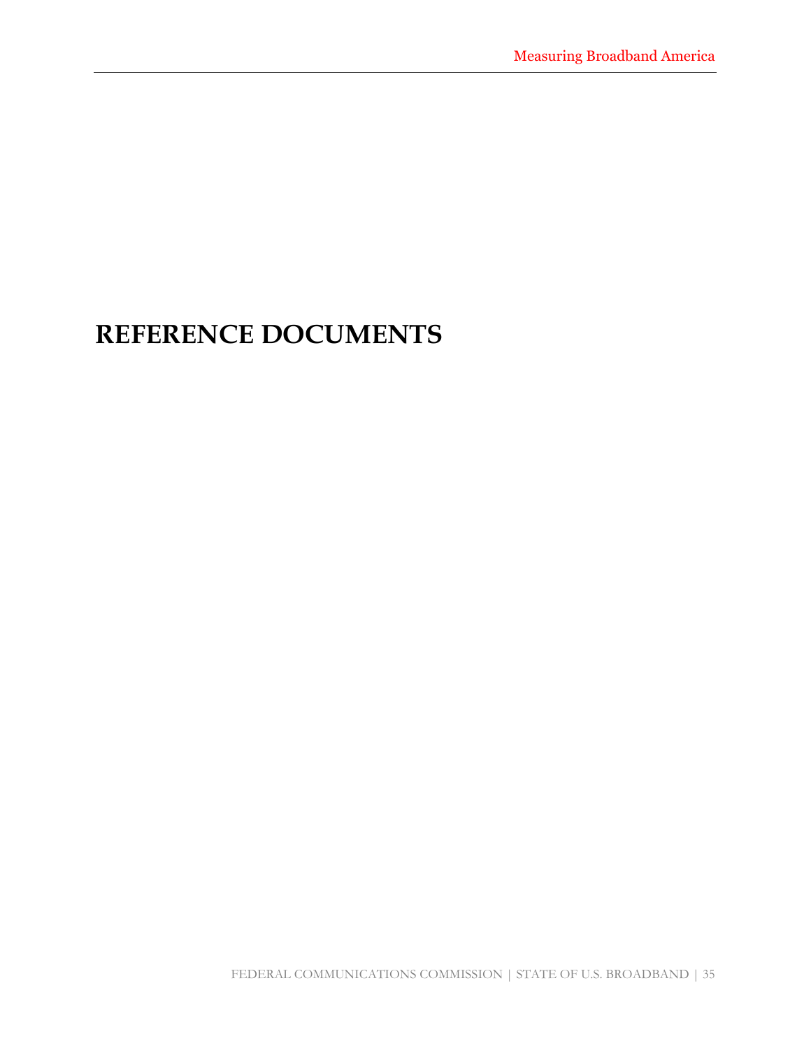# REFERENCE DOCUMENTS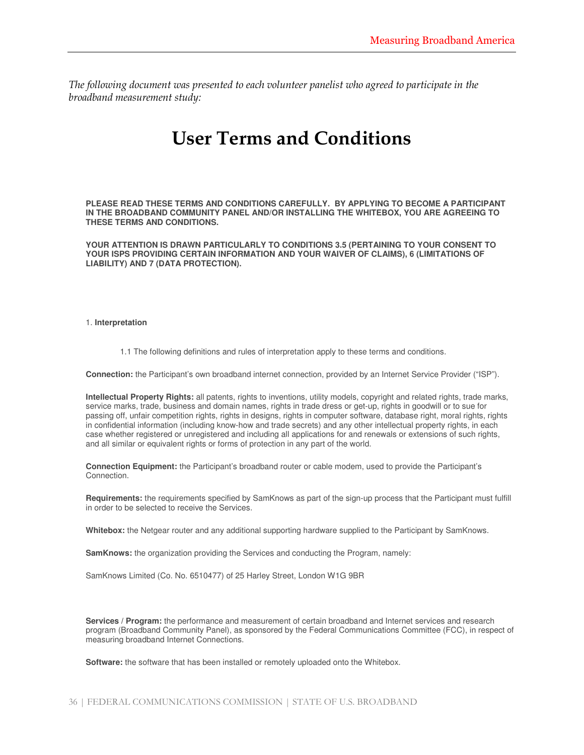*The following document was presented to each volunteer panelist who agreed to participate in the broadband measurement study:*

# User Terms and Conditions

**PLEASE READ THESE TERMS AND CONDITIONS CAREFULLY. BY APPLYING TO BECOME A PARTICIPANT IN THE BROADBAND COMMUNITY PANEL AND/OR INSTALLING THE WHITEBOX, YOU ARE AGREEING TO THESE TERMS AND CONDITIONS.**

**YOUR ATTENTION IS DRAWN PARTICULARLY TO CONDITIONS 3.5 (PERTAINING TO YOUR CONSENT TO YOUR ISPS PROVIDING CERTAIN INFORMATION AND YOUR WAIVER OF CLAIMS), 6 (LIMITATIONS OF LIABILITY) AND 7 (DATA PROTECTION).**

1. **Interpretation**

1.1 The following definitions and rules of interpretation apply to these terms and conditions.

**Connection:** the Participant's own broadband internet connection, provided by an Internet Service Provider ("ISP").

**Intellectual Property Rights:** all patents, rights to inventions, utility models, copyright and related rights, trade marks, service marks, trade, business and domain names, rights in trade dress or get-up, rights in goodwill or to sue for passing off, unfair competition rights, rights in designs, rights in computer software, database right, moral rights, rights in confidential information (including know-how and trade secrets) and any other intellectual property rights, in each case whether registered or unregistered and including all applications for and renewals or extensions of such rights, and all similar or equivalent rights or forms of protection in any part of the world.

**Connection Equipment:** the Participant's broadband router or cable modem, used to provide the Participant's Connection.

**Requirements:** the requirements specified by SamKnows as part of the sign-up process that the Participant must fulfill in order to be selected to receive the Services.

**Whitebox:** the Netgear router and any additional supporting hardware supplied to the Participant by SamKnows.

**SamKnows:** the organization providing the Services and conducting the Program, namely:

SamKnows Limited (Co. No. 6510477) of 25 Harley Street, London W1G 9BR

**Services / Program:** the performance and measurement of certain broadband and Internet services and research program (Broadband Community Panel), as sponsored by the Federal Communications Committee (FCC), in respect of measuring broadband Internet Connections.

**Software:** the software that has been installed or remotely uploaded onto the Whitebox.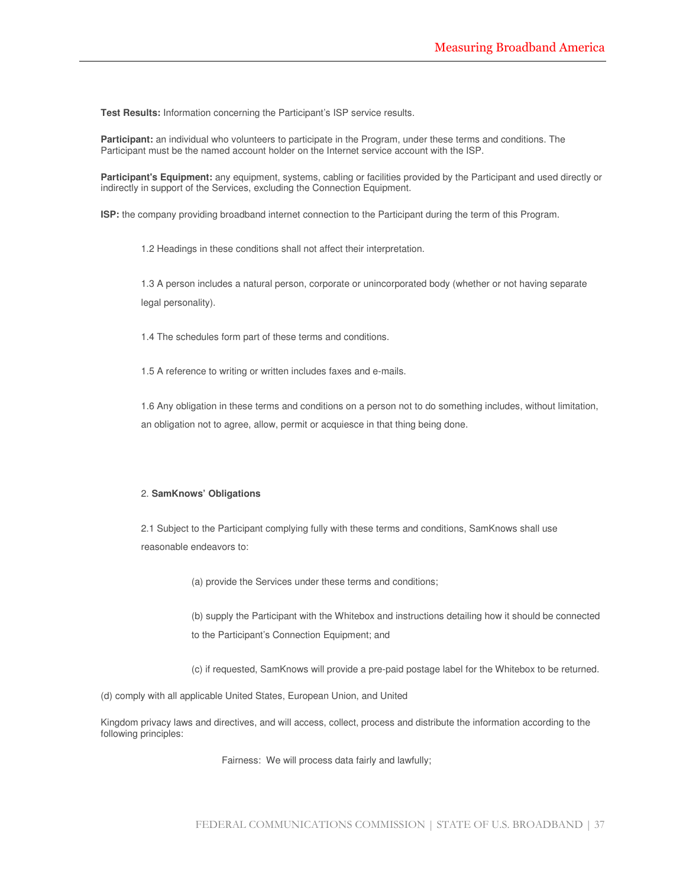**Test Results:** Information concerning the Participant's ISP service results.

**Participant:** an individual who volunteers to participate in the Program, under these terms and conditions. The Participant must be the named account holder on the Internet service account with the ISP.

**Participant's Equipment:** any equipment, systems, cabling or facilities provided by the Participant and used directly or indirectly in support of the Services, excluding the Connection Equipment.

**ISP:** the company providing broadband internet connection to the Participant during the term of this Program.

1.2 Headings in these conditions shall not affect their interpretation.

1.3 A person includes a natural person, corporate or unincorporated body (whether or not having separate legal personality).

1.4 The schedules form part of these terms and conditions.

1.5 A reference to writing or written includes faxes and e-mails.

1.6 Any obligation in these terms and conditions on a person not to do something includes, without limitation, an obligation not to agree, allow, permit or acquiesce in that thing being done.

2. **SamKnows' Obligations**

2.1 Subject to the Participant complying fully with these terms and conditions, SamKnows shall use reasonable endeavors to:

(a) provide the Services under these terms and conditions;

(b) supply the Participant with the Whitebox and instructions detailing how it should be connected to the Participant's Connection Equipment; and

(c) if requested, SamKnows will provide a pre-paid postage label for the Whitebox to be returned.

(d) comply with all applicable United States, European Union, and United

Kingdom privacy laws and directives, and will access, collect, process and distribute the information according to the following principles:

Fairness: We will process data fairly and lawfully;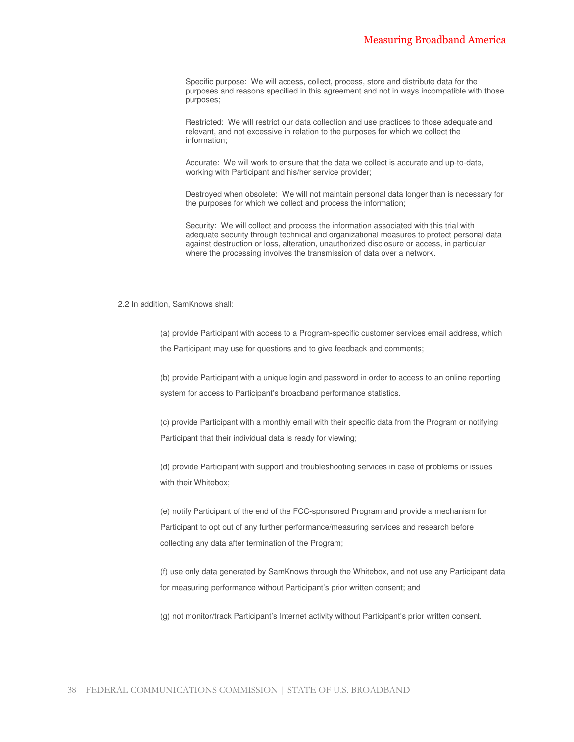Specific purpose: We will access, collect, process, store and distribute data for the purposes and reasons specified in this agreement and not in ways incompatible with those purposes;

Restricted: We will restrict our data collection and use practices to those adequate and relevant, and not excessive in relation to the purposes for which we collect the information;

Accurate: We will work to ensure that the data we collect is accurate and up-to-date, working with Participant and his/her service provider;

Destroyed when obsolete: We will not maintain personal data longer than is necessary for the purposes for which we collect and process the information;

Security: We will collect and process the information associated with this trial with adequate security through technical and organizational measures to protect personal data against destruction or loss, alteration, unauthorized disclosure or access, in particular where the processing involves the transmission of data over a network.

2.2 In addition, SamKnows shall:

(a) provide Participant with access to a Program-specific customer services email address, which the Participant may use for questions and to give feedback and comments;

(b) provide Participant with a unique login and password in order to access to an online reporting system for access to Participant's broadband performance statistics.

(c) provide Participant with a monthly email with their specific data from the Program or notifying Participant that their individual data is ready for viewing;

(d) provide Participant with support and troubleshooting services in case of problems or issues with their Whitebox;

(e) notify Participant of the end of the FCC-sponsored Program and provide a mechanism for Participant to opt out of any further performance/measuring services and research before collecting any data after termination of the Program;

(f) use only data generated by SamKnows through the Whitebox, and not use any Participant data for measuring performance without Participant's prior written consent; and

(g) not monitor/track Participant's Internet activity without Participant's prior written consent.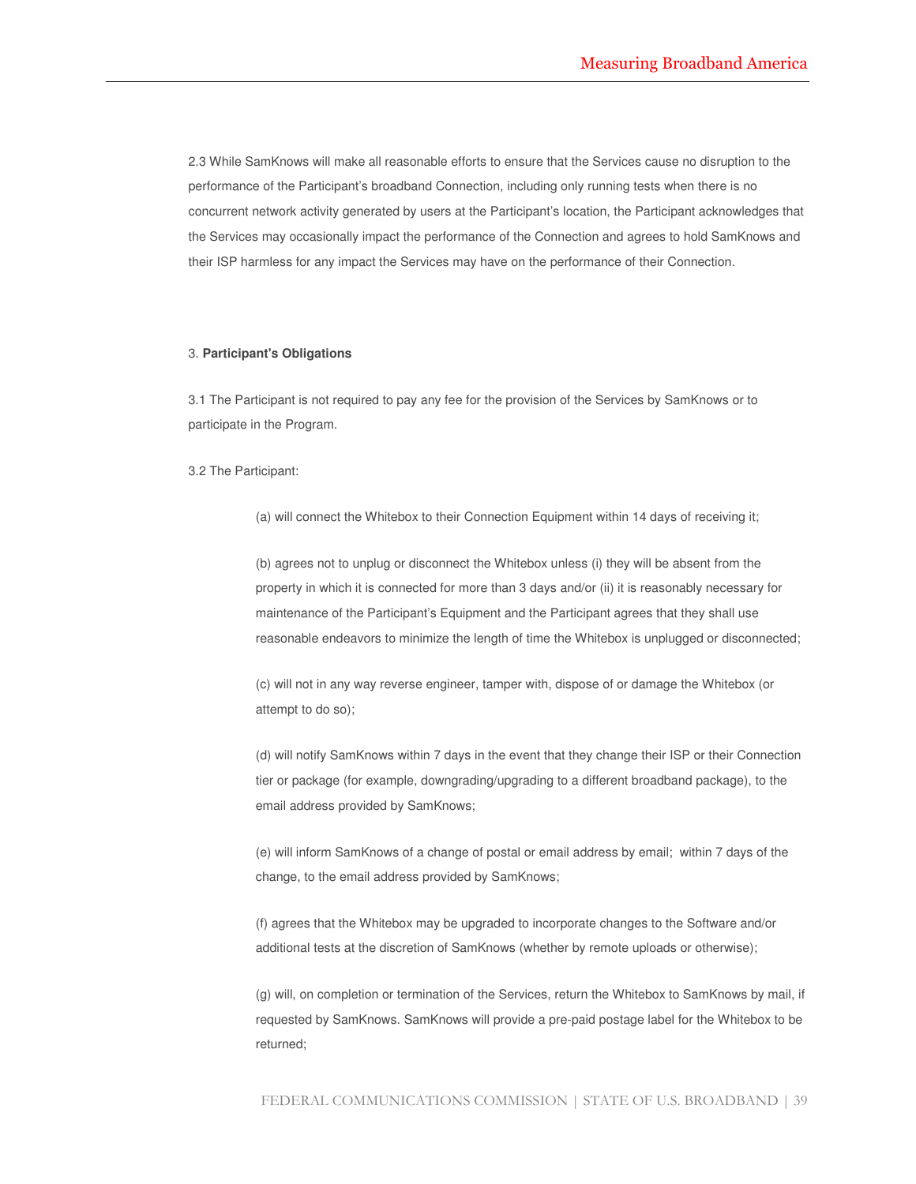2.3 While SamKnows will make all reasonable efforts to ensure that the Services cause no disruption to the performance of the Participant's broadband Connection, including only running tests when there is no concurrent network activity generated by users at the Participant's location, the Participant acknowledges that the Services may occasionally impact the performance of the Connection and agrees to hold SamKnows and their ISP harmless for any impact the Services may have on the performance of their Connection.

3. **Participant's Obligations**

3.1 The Participant is not required to pay any fee for the provision of the Services by SamKnows or to participate in the Program.

3.2 The Participant:

(a) will connect the Whitebox to their Connection Equipment within 14 days of receiving it;

(b) agrees not to unplug or disconnect the Whitebox unless (i) they will be absent from the property in which it is connected for more than 3 days and/or (ii) it is reasonably necessary for maintenance of the Participant's Equipment and the Participant agrees that they shall use reasonable endeavors to minimize the length of time the Whitebox is unplugged or disconnected;

(c) will not in any way reverse engineer, tamper with, dispose of or damage the Whitebox (or attempt to do so);

(d) will notify SamKnows within 7 days in the event that they change their ISP or their Connection tier or package (for example, downgrading/upgrading to a different broadband package), to the email address provided by SamKnows;

(e) will inform SamKnows of a change of postal or email address by email; within 7 days of the change, to the email address provided by SamKnows;

(f) agrees that the Whitebox may be upgraded to incorporate changes to the Software and/or additional tests at the discretion of SamKnows (whether by remote uploads or otherwise);

(g) will, on completion or termination of the Services, return the Whitebox to SamKnows by mail, if requested by SamKnows. SamKnows will provide a pre-paid postage label for the Whitebox to be returned;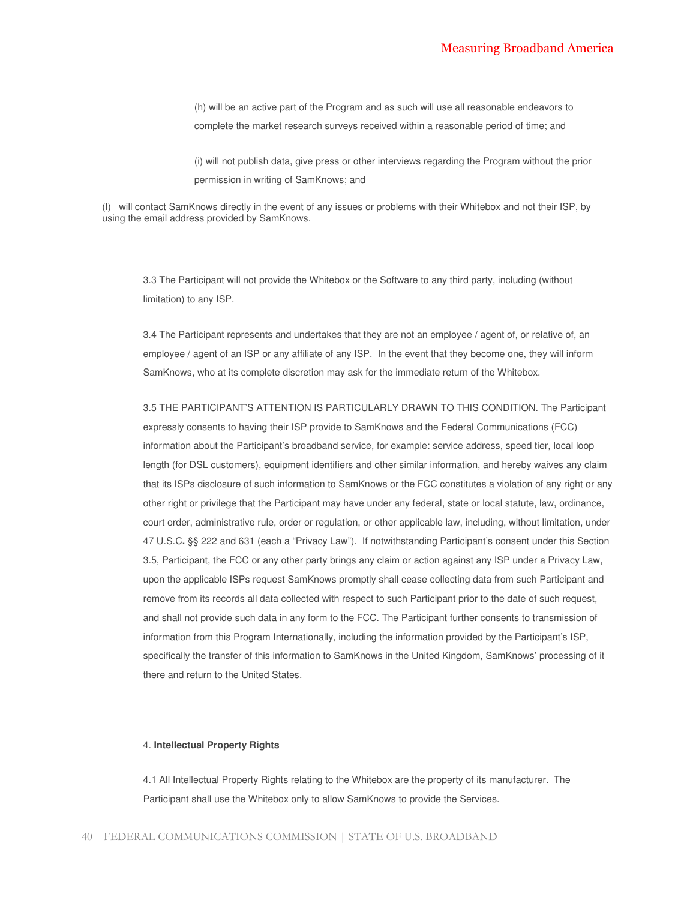(h) will be an active part of the Program and as such will use all reasonable endeavors to complete the market research surveys received within a reasonable period of time; and

(i) will not publish data, give press or other interviews regarding the Program without the prior permission in writing of SamKnows; and

(l) will contact SamKnows directly in the event of any issues or problems with their Whitebox and not their ISP, by using the email address provided by SamKnows.

3.3 The Participant will not provide the Whitebox or the Software to any third party, including (without limitation) to any ISP.

3.4 The Participant represents and undertakes that they are not an employee / agent of, or relative of, an employee / agent of an ISP or any affiliate of any ISP. In the event that they become one, they will inform SamKnows, who at its complete discretion may ask for the immediate return of the Whitebox.

3.5 THE PARTICIPANT'S ATTENTION IS PARTICULARLY DRAWN TO THIS CONDITION. The Participant expressly consents to having their ISP provide to SamKnows and the Federal Communications (FCC) information about the Participant's broadband service, for example: service address, speed tier, local loop length (for DSL customers), equipment identifiers and other similar information, and hereby waives any claim that its ISPs disclosure of such information to SamKnows or the FCC constitutes a violation of any right or any other right or privilege that the Participant may have under any federal, state or local statute, law, ordinance, court order, administrative rule, order or regulation, or other applicable law, including, without limitation, under 47 U.S.C**.** §§ 222 and 631 (each a "Privacy Law"). If notwithstanding Participant's consent under this Section 3.5, Participant, the FCC or any other party brings any claim or action against any ISP under a Privacy Law, upon the applicable ISPs request SamKnows promptly shall cease collecting data from such Participant and remove from its records all data collected with respect to such Participant prior to the date of such request, and shall not provide such data in any form to the FCC. The Participant further consents to transmission of information from this Program Internationally, including the information provided by the Participant's ISP, specifically the transfer of this information to SamKnows in the United Kingdom, SamKnows' processing of it there and return to the United States.

4. **Intellectual Property Rights**

4.1 All Intellectual Property Rights relating to the Whitebox are the property of its manufacturer. The Participant shall use the Whitebox only to allow SamKnows to provide the Services.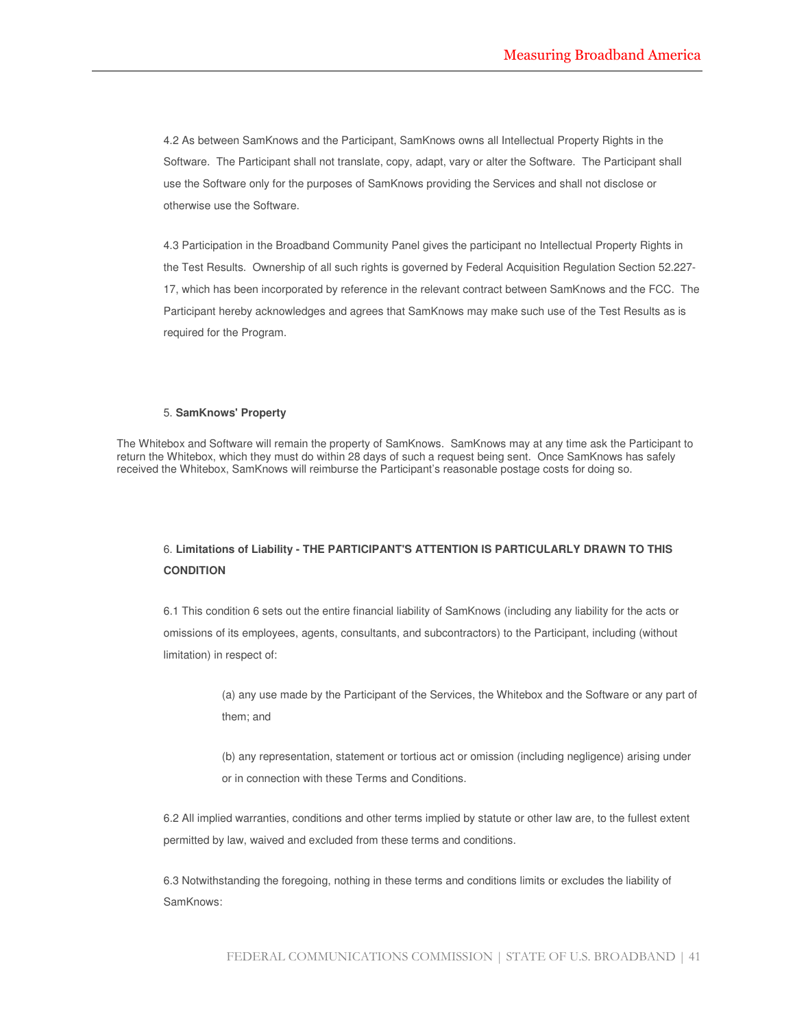4.2 As between SamKnows and the Participant, SamKnows owns all Intellectual Property Rights in the Software. The Participant shall not translate, copy, adapt, vary or alter the Software. The Participant shall use the Software only for the purposes of SamKnows providing the Services and shall not disclose or otherwise use the Software.

4.3 Participation in the Broadband Community Panel gives the participant no Intellectual Property Rights in the Test Results. Ownership of all such rights is governed by Federal Acquisition Regulation Section 52.227-17, which has been incorporated by reference in the relevant contract between SamKnows and the FCC. The Participant hereby acknowledges and agrees that SamKnows may make such use of the Test Results as is required for the Program.

5. **SamKnows' Property**

The Whitebox and Software will remain the property of SamKnows. SamKnows may at any time ask the Participant to return the Whitebox, which they must do within 28 days of such a request being sent. Once SamKnows has safely received the Whitebox, SamKnows will reimburse the Participant's reasonable postage costs for doing so.

6. **Limitations of Liability - THE PARTICIPANT'S ATTENTION IS PARTICULARLY DRAWN TO THIS CONDITION**

6.1 This condition 6 sets out the entire financial liability of SamKnows (including any liability for the acts or omissions of its employees, agents, consultants, and subcontractors) to the Participant, including (without limitation) in respect of:

(a) any use made by the Participant of the Services, the Whitebox and the Software or any part of them; and

(b) any representation, statement or tortious act or omission (including negligence) arising under or in connection with these Terms and Conditions.

6.2 All implied warranties, conditions and other terms implied by statute or other law are, to the fullest extent permitted by law, waived and excluded from these terms and conditions.

6.3 Notwithstanding the foregoing, nothing in these terms and conditions limits or excludes the liability of SamKnows: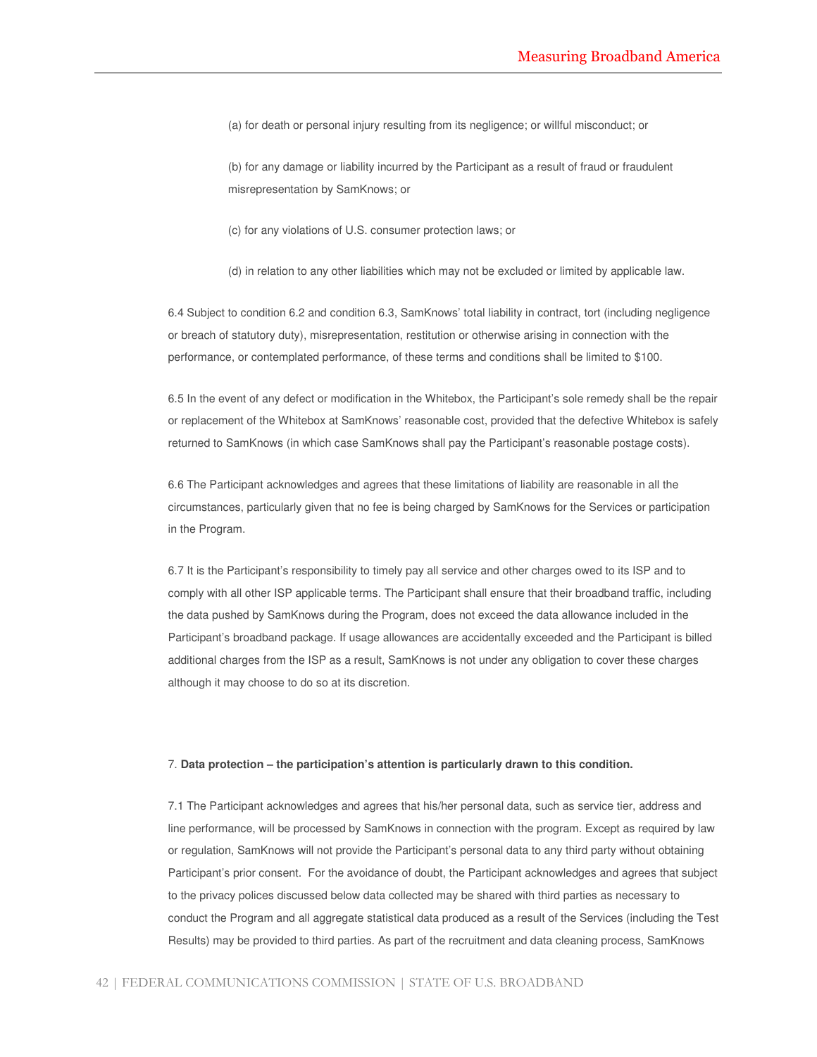(a) for death or personal injury resulting from its negligence; or willful misconduct; or

(b) for any damage or liability incurred by the Participant as a result of fraud or fraudulent misrepresentation by SamKnows; or

(c) for any violations of U.S. consumer protection laws; or

(d) in relation to any other liabilities which may not be excluded or limited by applicable law.

6.4 Subject to condition 6.2 and condition 6.3, SamKnows' total liability in contract, tort (including negligence or breach of statutory duty), misrepresentation, restitution or otherwise arising in connection with the performance, or contemplated performance, of these terms and conditions shall be limited to $100.

6.5 In the event of any defect or modification in the Whitebox, the Participant's sole remedy shall be the repair or replacement of the Whitebox at SamKnows' reasonable cost, provided that the defective Whitebox is safely returned to SamKnows (in which case SamKnows shall pay the Participant's reasonable postage costs).

6.6 The Participant acknowledges and agrees that these limitations of liability are reasonable in all the circumstances, particularly given that no fee is being charged by SamKnows for the Services or participation in the Program.

6.7 It is the Participant's responsibility to timely pay all service and other charges owed to its ISP and to comply with all other ISP applicable terms. The Participant shall ensure that their broadband traffic, including the data pushed by SamKnows during the Program, does not exceed the data allowance included in the Participant's broadband package. If usage allowances are accidentally exceeded and the Participant is billed additional charges from the ISP as a result, SamKnows is not under any obligation to cover these charges although it may choose to do so at its discretion.

7. **Data protection – the participation's attention is particularly drawn to this condition.**

7.1 The Participant acknowledges and agrees that his/her personal data, such as service tier, address and line performance, will be processed by SamKnows in connection with the program. Except as required by law or regulation, SamKnows will not provide the Participant's personal data to any third party without obtaining Participant's prior consent. For the avoidance of doubt, the Participant acknowledges and agrees that subject to the privacy polices discussed below data collected may be shared with third parties as necessary to conduct the Program and all aggregate statistical data produced as a result of the Services (including the Test Results) may be provided to third parties. As part of the recruitment and data cleaning process, SamKnows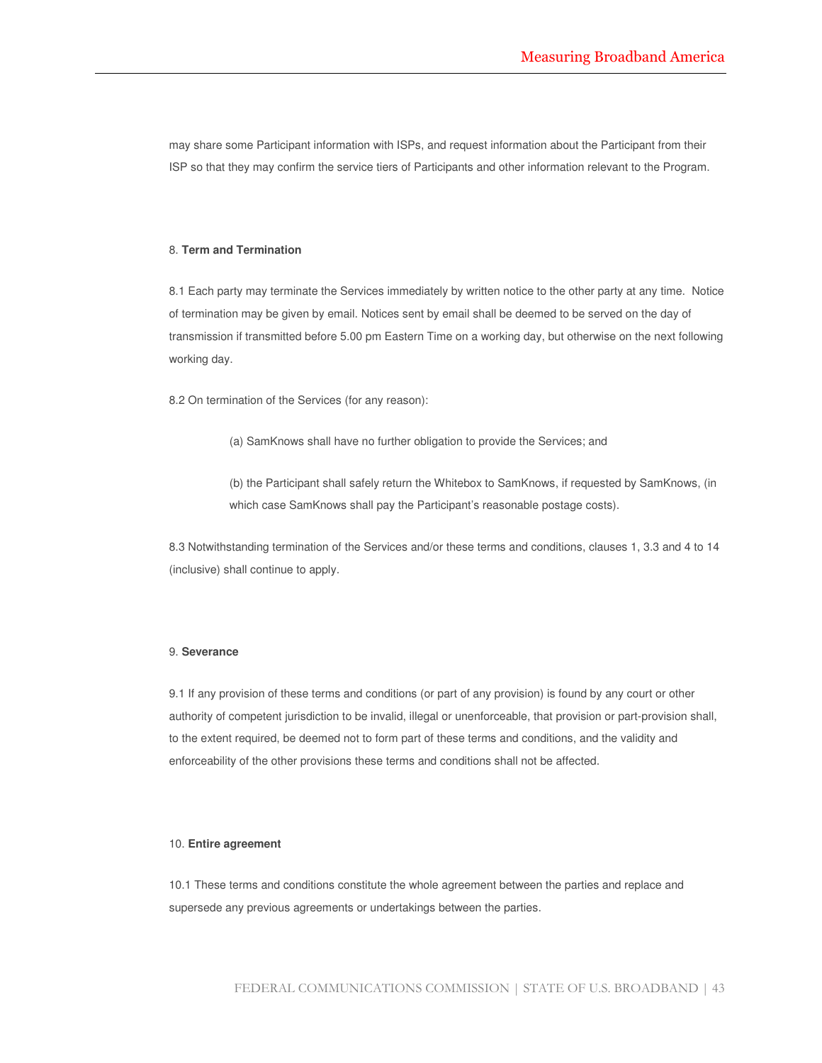may share some Participant information with ISPs, and request information about the Participant from their ISP so that they may confirm the service tiers of Participants and other information relevant to the Program.

8. **Term and Termination**

8.1 Each party may terminate the Services immediately by written notice to the other party at any time. Notice of termination may be given by email. Notices sent by email shall be deemed to be served on the day of transmission if transmitted before 5.00 pm Eastern Time on a working day, but otherwise on the next following working day.

8.2 On termination of the Services (for any reason):

(a) SamKnows shall have no further obligation to provide the Services; and

(b) the Participant shall safely return the Whitebox to SamKnows, if requested by SamKnows, (in which case SamKnows shall pay the Participant's reasonable postage costs).

8.3 Notwithstanding termination of the Services and/or these terms and conditions, clauses 1, 3.3 and 4 to 14 (inclusive) shall continue to apply.

9. **Severance**

9.1 If any provision of these terms and conditions (or part of any provision) is found by any court or other authority of competent jurisdiction to be invalid, illegal or unenforceable, that provision or part-provision shall, to the extent required, be deemed not to form part of these terms and conditions, and the validity and enforceability of the other provisions these terms and conditions shall not be affected.

10. **Entire agreement**

10.1 These terms and conditions constitute the whole agreement between the parties and replace and supersede any previous agreements or undertakings between the parties.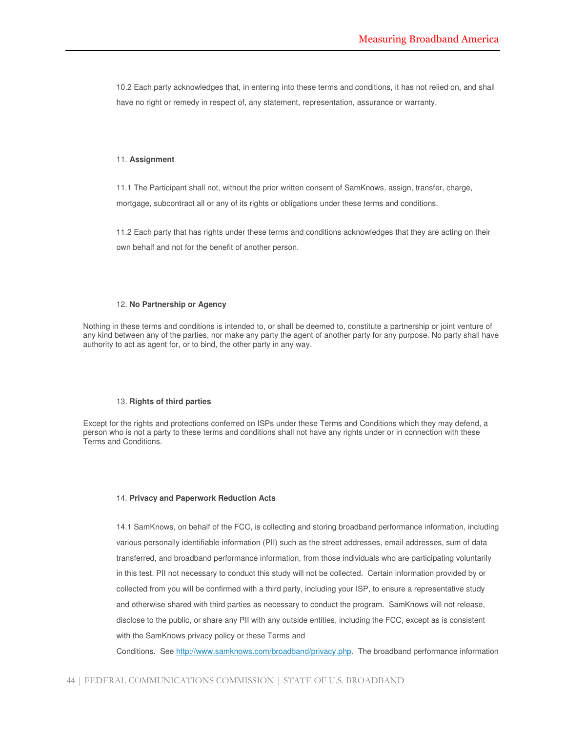10.2 Each party acknowledges that, in entering into these terms and conditions, it has not relied on, and shall have no right or remedy in respect of, any statement, representation, assurance or warranty.

11. **Assignment**

11.1 The Participant shall not, without the prior written consent of SamKnows, assign, transfer, charge, mortgage, subcontract all or any of its rights or obligations under these terms and conditions.

11.2 Each party that has rights under these terms and conditions acknowledges that they are acting on their own behalf and not for the benefit of another person.

12. **No Partnership or Agency**

Nothing in these terms and conditions is intended to, or shall be deemed to, constitute a partnership or joint venture of any kind between any of the parties, nor make any party the agent of another party for any purpose. No party shall have authority to act as agent for, or to bind, the other party in any way.

13. **Rights of third parties**

Except for the rights and protections conferred on ISPs under these Terms and Conditions which they may defend, a person who is not a party to these terms and conditions shall not have any rights under or in connection with these Terms and Conditions.

14. **Privacy and Paperwork Reduction Acts**

14.1 SamKnows, on behalf of the FCC, is collecting and storing broadband performance information, including various personally identifiable information (PII) such as the street addresses, email addresses, sum of data transferred, and broadband performance information, from those individuals who are participating voluntarily in this test. PII not necessary to conduct this study will not be collected. Certain information provided by or collected from you will be confirmed with a third party, including your ISP, to ensure a representative study and otherwise shared with third parties as necessary to conduct the program. SamKnows will not release, disclose to the public, or share any PII with any outside entities, including the FCC, except as is consistent with the SamKnows privacy policy or these Terms and Conditions. See [http://www.samknows.com/broadband/privacy.php](http://www.samknows.com/broadband/privacy.php). The broadband performance information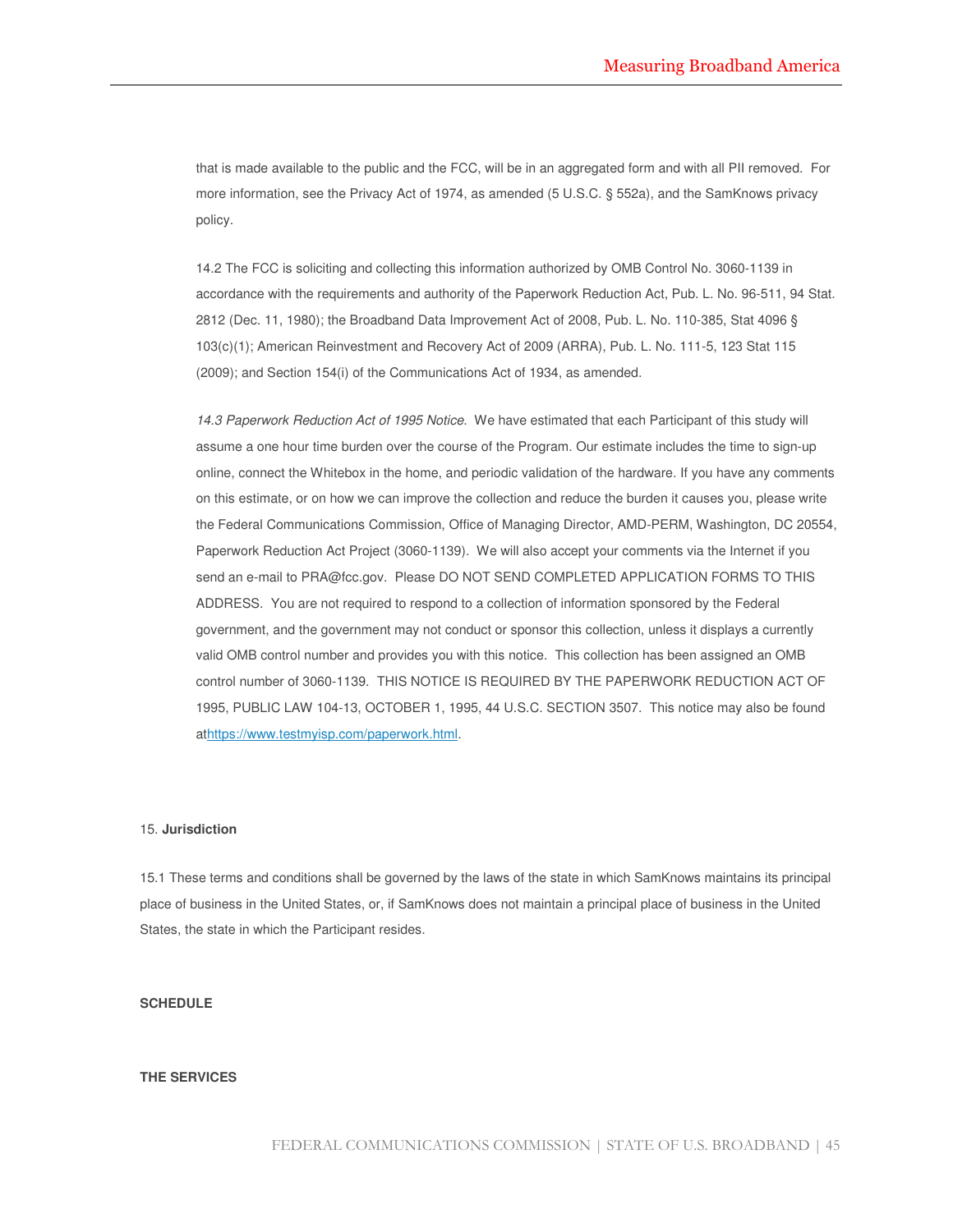that is made available to the public and the FCC, will be in an aggregated form and with all PII removed. For more information, see the Privacy Act of 1974, as amended (5 U.S.C. § 552a), and the SamKnows privacy policy.

14.2 The FCC is soliciting and collecting this information authorized by OMB Control No. 3060-1139 in accordance with the requirements and authority of the Paperwork Reduction Act, Pub. L. No. 96-511, 94 Stat. 2812 (Dec. 11, 1980); the Broadband Data Improvement Act of 2008, Pub. L. No. 110-385, Stat 4096 § 103(c)(1); American Reinvestment and Recovery Act of 2009 (ARRA), Pub. L. No. 111-5, 123 Stat 115 (2009); and Section 154(i) of the Communications Act of 1934, as amended.

*14.3 Paperwork Reduction Act of 1995 Notice.* We have estimated that each Participant of this study will assume a one hour time burden over the course of the Program. Our estimate includes the time to sign-up online, connect the Whitebox in the home, and periodic validation of the hardware. If you have any comments on this estimate, or on how we can improve the collection and reduce the burden it causes you, please write the Federal Communications Commission, Office of Managing Director, AMD-PERM, Washington, DC 20554, Paperwork Reduction Act Project (3060-1139). We will also accept your comments via the Internet if you send an e-mail to PRA@fcc.gov. Please DO NOT SEND COMPLETED APPLICATION FORMS TO THIS ADDRESS. You are not required to respond to a collection of information sponsored by the Federal government, and the government may not conduct or sponsor this collection, unless it displays a currently valid OMB control number and provides you with this notice. This collection has been assigned an OMB control number of 3060-1139. THIS NOTICE IS REQUIRED BY THE PAPERWORK REDUCTION ACT OF 1995, PUBLIC LAW 104-13, OCTOBER 1, 1995, 44 U.S.C. SECTION 3507. This notice may also be found athttps://www.testmyisp.com/paperwork.html.

15. **Jurisdiction**

15.1 These terms and conditions shall be governed by the laws of the state in which SamKnows maintains its principal place of business in the United States, or, if SamKnows does not maintain a principal place of business in the United States, the state in which the Participant resides.

**SCHEDULE**

**THE SERVICES**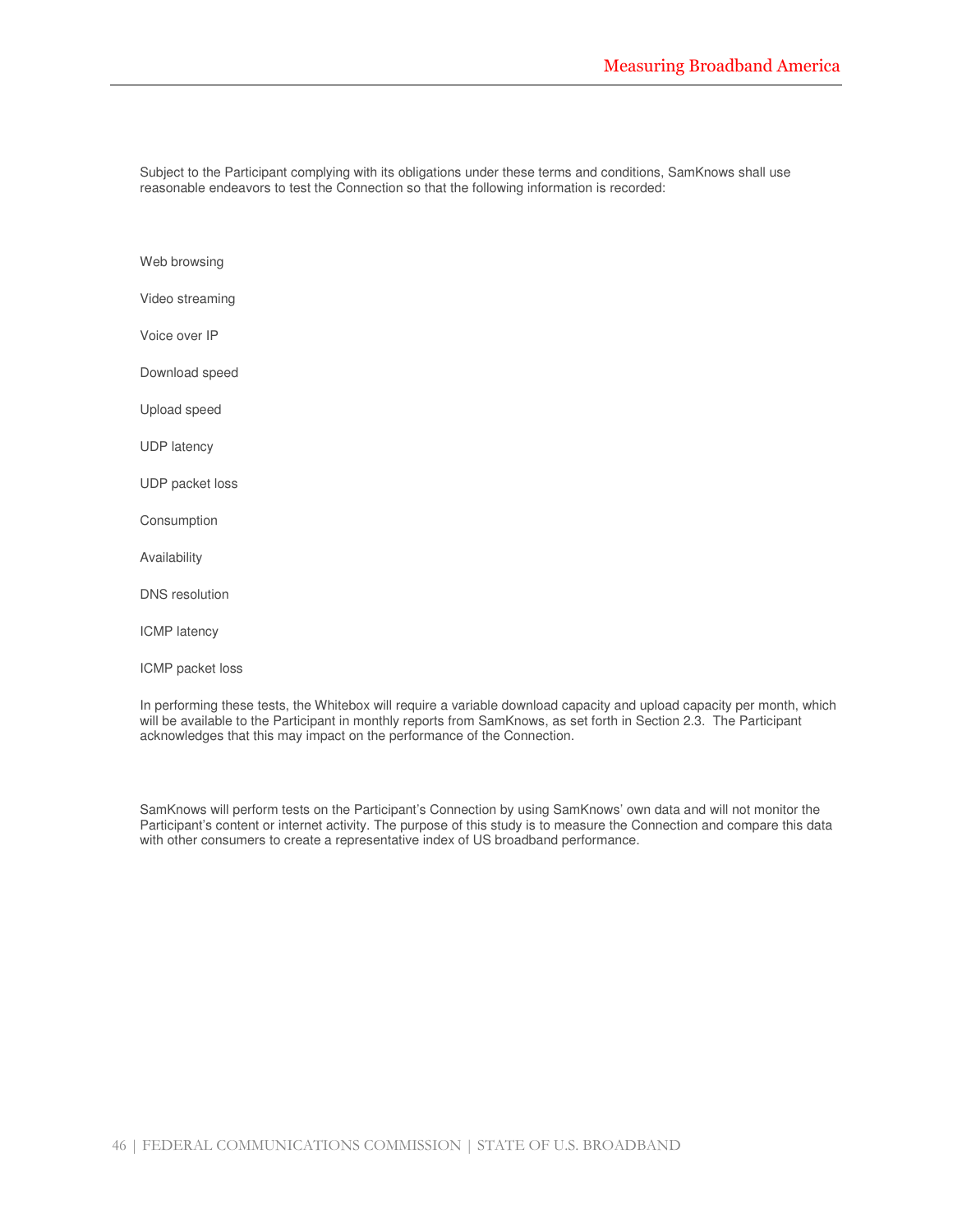Subject to the Participant complying with its obligations under these terms and conditions, SamKnows shall use reasonable endeavors to test the Connection so that the following information is recorded:

Web browsing

Video streaming

Voice over IP

Download speed

Upload speed

UDP latency

UDP packet loss

Consumption

Availability

DNS resolution

ICMP latency

ICMP packet loss

In performing these tests, the Whitebox will require a variable download capacity and upload capacity per month, which will be available to the Participant in monthly reports from SamKnows, as set forth in Section 2.3. The Participant acknowledges that this may impact on the performance of the Connection.

SamKnows will perform tests on the Participant's Connection by using SamKnows' own data and will not monitor the Participant's content or internet activity. The purpose of this study is to measure the Connection and compare this data with other consumers to create a representative index of US broadband performance.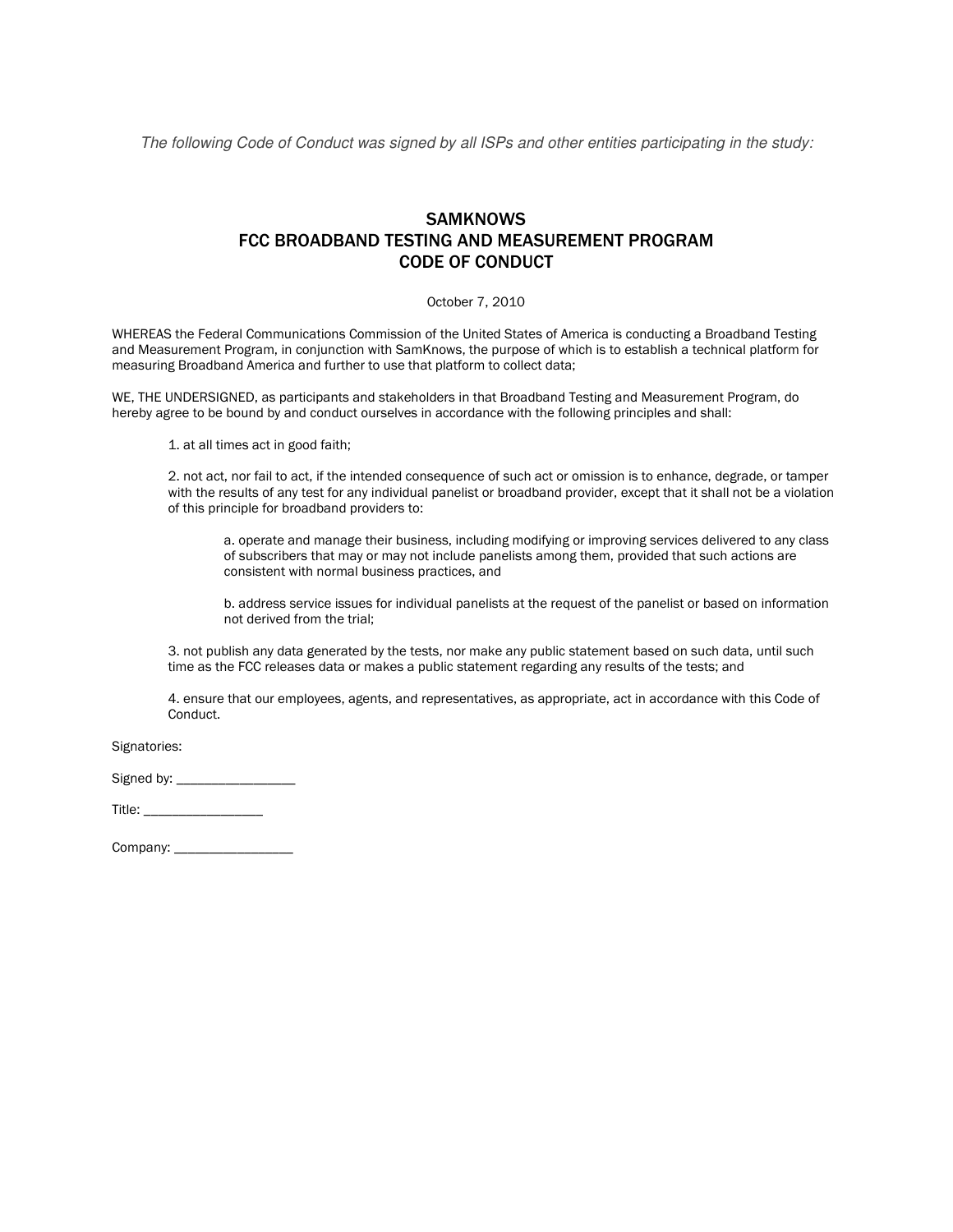*The following Code of Conduct was signed by all ISPs and other entities participating in the study:*

# SAMKNOWS
# FCC BROADBAND TESTING AND MEASUREMENT PROGRAM
# CODE OF CONDUCT

October 7, 2010

WHEREAS the Federal Communications Commission of the United States of America is conducting a Broadband Testing and Measurement Program, in conjunction with SamKnows, the purpose of which is to establish a technical platform for measuring Broadband America and further to use that platform to collect data;

WE, THE UNDERSIGNED, as participants and stakeholders in that Broadband Testing and Measurement Program, do hereby agree to be bound by and conduct ourselves in accordance with the following principles and shall:

1. at all times act in good faith;

2. not act, nor fail to act, if the intended consequence of such act or omission is to enhance, degrade, or tamper with the results of any test for any individual panelist or broadband provider, except that it shall not be a violation of this principle for broadband providers to:

   a. operate and manage their business, including modifying or improving services delivered to any class of subscribers that may or may not include panelists among them, provided that such actions are consistent with normal business practices, and

   b. address service issues for individual panelists at the request of the panelist or based on information not derived from the trial;

3. not publish any data generated by the tests, nor make any public statement based on such data, until such time as the FCC releases data or makes a public statement regarding any results of the tests; and

4. ensure that our employees, agents, and representatives, as appropriate, act in accordance with this Code of Conduct.

Signatories:

Signed by: _________________

Title: _________________

Company: _________________